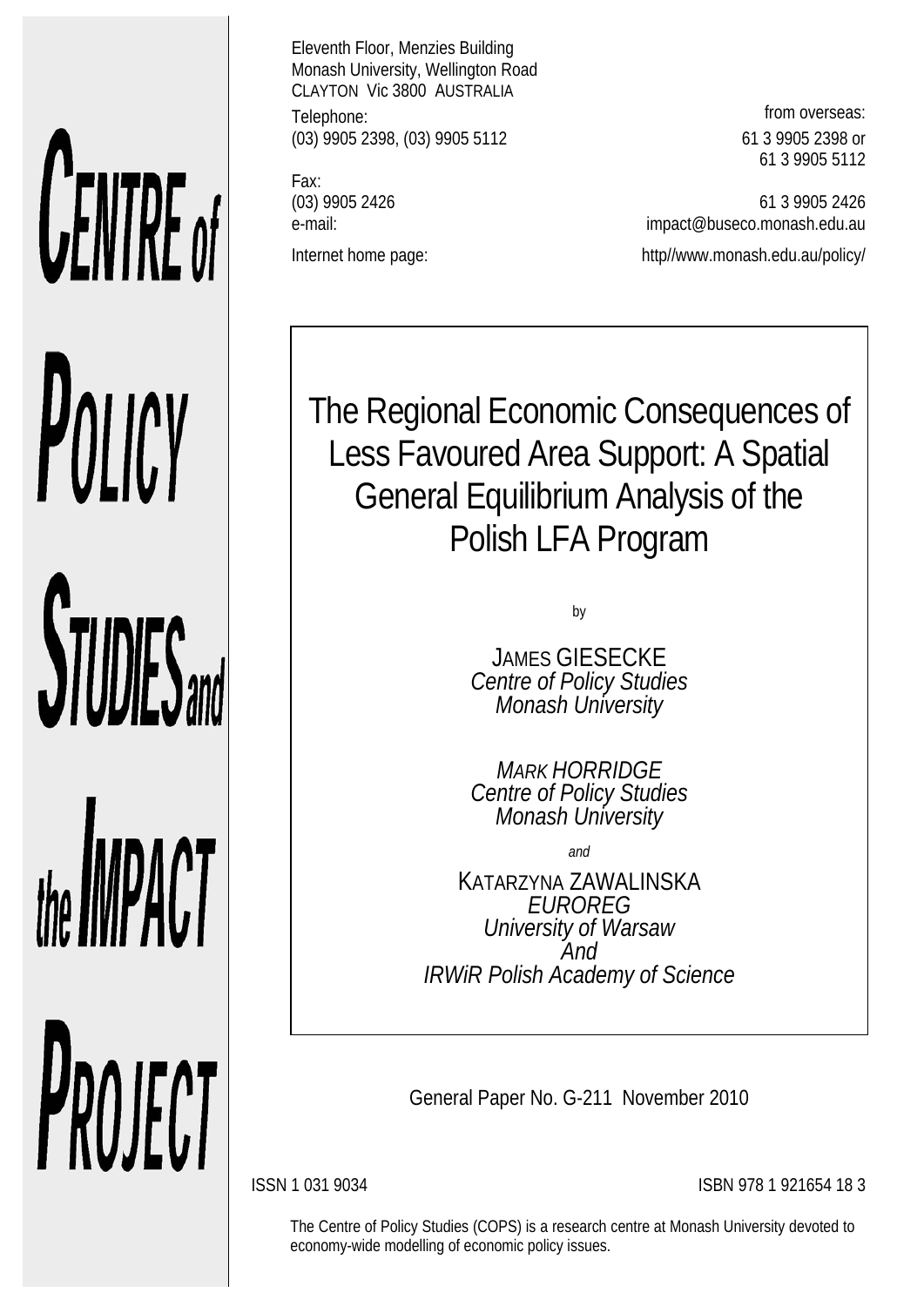CENTRE of POLICY STUDIES and the IMPACT PROJECT

Eleventh Floor, Menzies Building
Monash University, Wellington Road
CLAYTON Vic 3800 AUSTRALIA

| | |
|---|---|
| Telephone: | from overseas: |
| (03) 9905 2398, (03) 9905 5112 | 61 3 9905 2398 or 61 3 9905 5112 |
| Fax: | |
| (03) 9905 2426 | 61 3 9905 2426 |
| e-mail: | impact@buseco.monash.edu.au |
| Internet home page: | http//www.monash.edu.au/policy/ |

# The Regional Economic Consequences of Less Favoured Area Support: A Spatial General Equilibrium Analysis of the Polish LFA Program

by

JAMES GIESECKE
*Centre of Policy Studies*
*Monash University*

*MARK HORRIDGE*
*Centre of Policy Studies*
*Monash University*

*and*

KATARZYNA ZAWALINSKA
*EUROREG*
*University of Warsaw*
*And*
*IRWiR Polish Academy of Science*

General Paper No. G-211 November 2010

ISSN 1 031 9034 ISBN 978 1 921654 18 3

The Centre of Policy Studies (COPS) is a research centre at Monash University devoted to economy-wide modelling of economic policy issues.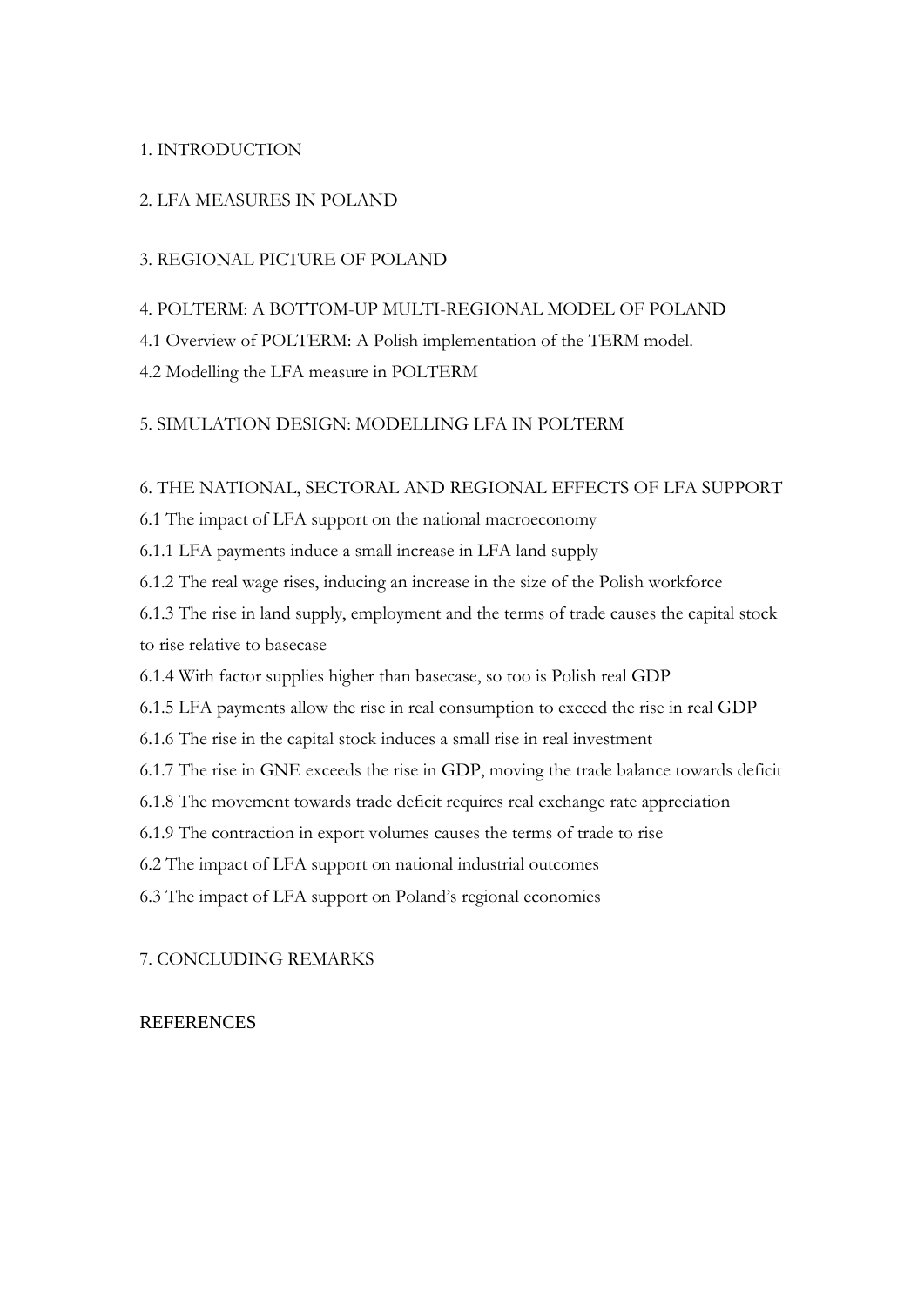1. INTRODUCTION

2. LFA MEASURES IN POLAND

3. REGIONAL PICTURE OF POLAND

4. POLTERM: A BOTTOM-UP MULTI-REGIONAL MODEL OF POLAND

4.1 Overview of POLTERM: A Polish implementation of the TERM model.

4.2 Modelling the LFA measure in POLTERM

5. SIMULATION DESIGN: MODELLING LFA IN POLTERM

6. THE NATIONAL, SECTORAL AND REGIONAL EFFECTS OF LFA SUPPORT

6.1 The impact of LFA support on the national macroeconomy

6.1.1 LFA payments induce a small increase in LFA land supply

6.1.2 The real wage rises, inducing an increase in the size of the Polish workforce

6.1.3 The rise in land supply, employment and the terms of trade causes the capital stock to rise relative to basecase

6.1.4 With factor supplies higher than basecase, so too is Polish real GDP

6.1.5 LFA payments allow the rise in real consumption to exceed the rise in real GDP

6.1.6 The rise in the capital stock induces a small rise in real investment

6.1.7 The rise in GNE exceeds the rise in GDP, moving the trade balance towards deficit

6.1.8 The movement towards trade deficit requires real exchange rate appreciation

6.1.9 The contraction in export volumes causes the terms of trade to rise

6.2 The impact of LFA support on national industrial outcomes

6.3 The impact of LFA support on Poland's regional economies

7. CONCLUDING REMARKS

REFERENCES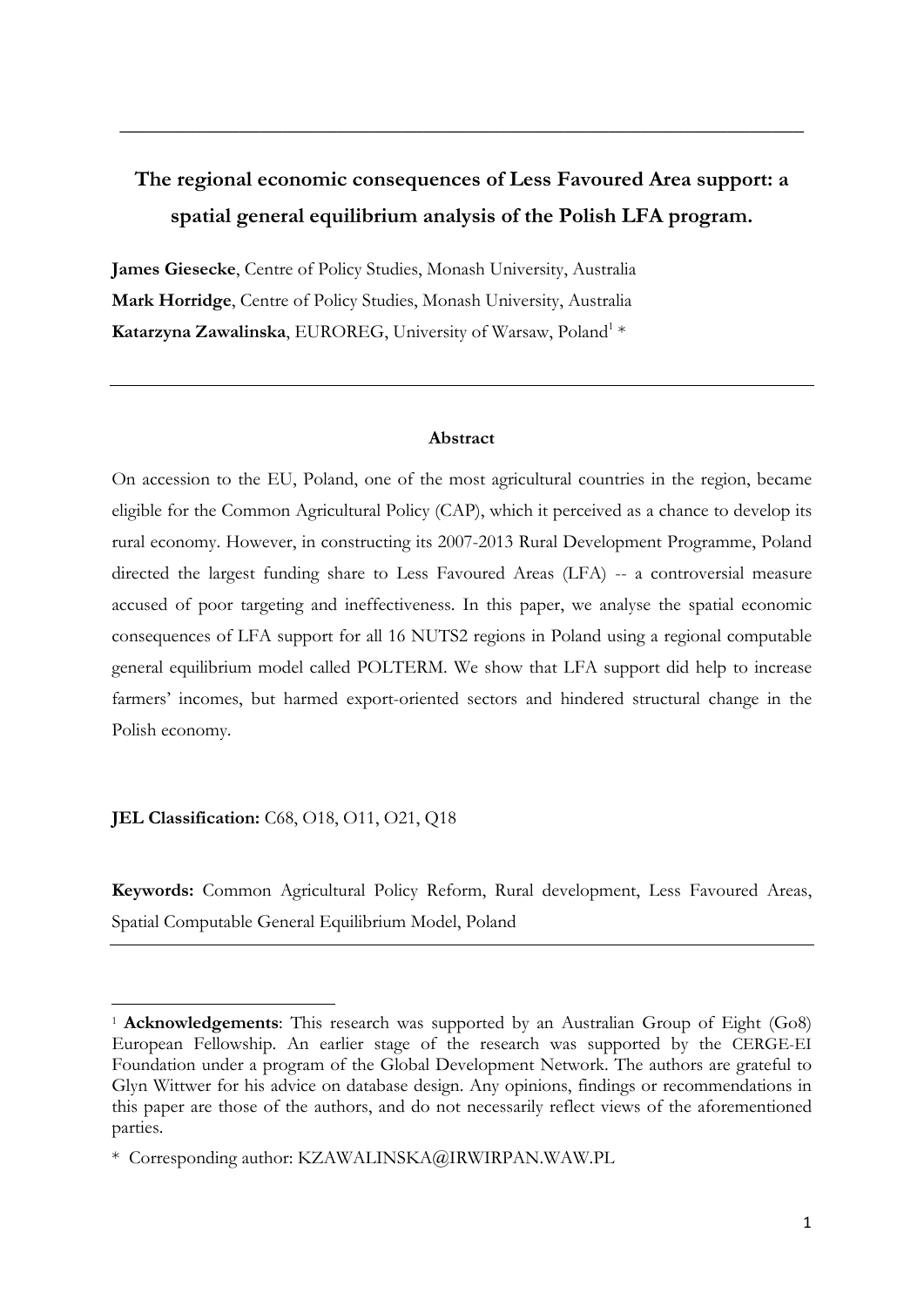# The regional economic consequences of Less Favoured Area support: a spatial general equilibrium analysis of the Polish LFA program.

**James Giesecke**, Centre of Policy Studies, Monash University, Australia

**Mark Horridge**, Centre of Policy Studies, Monash University, Australia

**Katarzyna Zawalinska**, EUROREG, University of Warsaw, Poland[1] *

---

**Abstract**

On accession to the EU, Poland, one of the most agricultural countries in the region, became eligible for the Common Agricultural Policy (CAP), which it perceived as a chance to develop its rural economy. However, in constructing its 2007-2013 Rural Development Programme, Poland directed the largest funding share to Less Favoured Areas (LFA) -- a controversial measure accused of poor targeting and ineffectiveness. In this paper, we analyse the spatial economic consequences of LFA support for all 16 NUTS2 regions in Poland using a regional computable general equilibrium model called POLTERM. We show that LFA support did help to increase farmers' incomes, but harmed export-oriented sectors and hindered structural change in the Polish economy.

**JEL Classification:** C68, O18, O11, O21, Q18

**Keywords:** Common Agricultural Policy Reform, Rural development, Less Favoured Areas, Spatial Computable General Equilibrium Model, Poland

---

[1] **Acknowledgements**: This research was supported by an Australian Group of Eight (Go8) European Fellowship. An earlier stage of the research was supported by the CERGE-EI Foundation under a program of the Global Development Network. The authors are grateful to Glyn Wittwer for his advice on database design. Any opinions, findings or recommendations in this paper are those of the authors, and do not necessarily reflect views of the aforementioned parties.

\* Corresponding author: KZAWALINSKA@IRWIRPAN.WAW.PL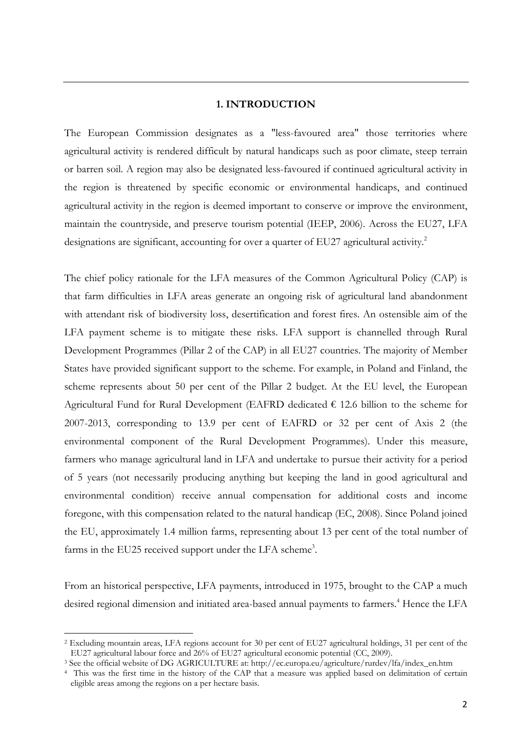## 1. INTRODUCTION

The European Commission designates as a "less-favoured area" those territories where agricultural activity is rendered difficult by natural handicaps such as poor climate, steep terrain or barren soil. A region may also be designated less-favoured if continued agricultural activity in the region is threatened by specific economic or environmental handicaps, and continued agricultural activity in the region is deemed important to conserve or improve the environment, maintain the countryside, and preserve tourism potential (IEEP, 2006). Across the EU27, LFA designations are significant, accounting for over a quarter of EU27 agricultural activity.[2]

The chief policy rationale for the LFA measures of the Common Agricultural Policy (CAP) is that farm difficulties in LFA areas generate an ongoing risk of agricultural land abandonment with attendant risk of biodiversity loss, desertification and forest fires. An ostensible aim of the LFA payment scheme is to mitigate these risks. LFA support is channelled through Rural Development Programmes (Pillar 2 of the CAP) in all EU27 countries. The majority of Member States have provided significant support to the scheme. For example, in Poland and Finland, the scheme represents about 50 per cent of the Pillar 2 budget. At the EU level, the European Agricultural Fund for Rural Development (EAFRD dedicated € 12.6 billion to the scheme for 2007-2013, corresponding to 13.9 per cent of EAFRD or 32 per cent of Axis 2 (the environmental component of the Rural Development Programmes). Under this measure, farmers who manage agricultural land in LFA and undertake to pursue their activity for a period of 5 years (not necessarily producing anything but keeping the land in good agricultural and environmental condition) receive annual compensation for additional costs and income foregone, with this compensation related to the natural handicap (EC, 2008). Since Poland joined the EU, approximately 1.4 million farms, representing about 13 per cent of the total number of farms in the EU25 received support under the LFA scheme[3].

From an historical perspective, LFA payments, introduced in 1975, brought to the CAP a much desired regional dimension and initiated area-based annual payments to farmers.[4] Hence the LFA

---

[2] Excluding mountain areas, LFA regions account for 30 per cent of EU27 agricultural holdings, 31 per cent of the EU27 agricultural labour force and 26% of EU27 agricultural economic potential (CC, 2009).

[3] See the official website of DG AGRICULTURE at: http://ec.europa.eu/agriculture/rurdev/lfa/index_en.htm

[4] This was the first time in the history of the CAP that a measure was applied based on delimitation of certain eligible areas among the regions on a per hectare basis.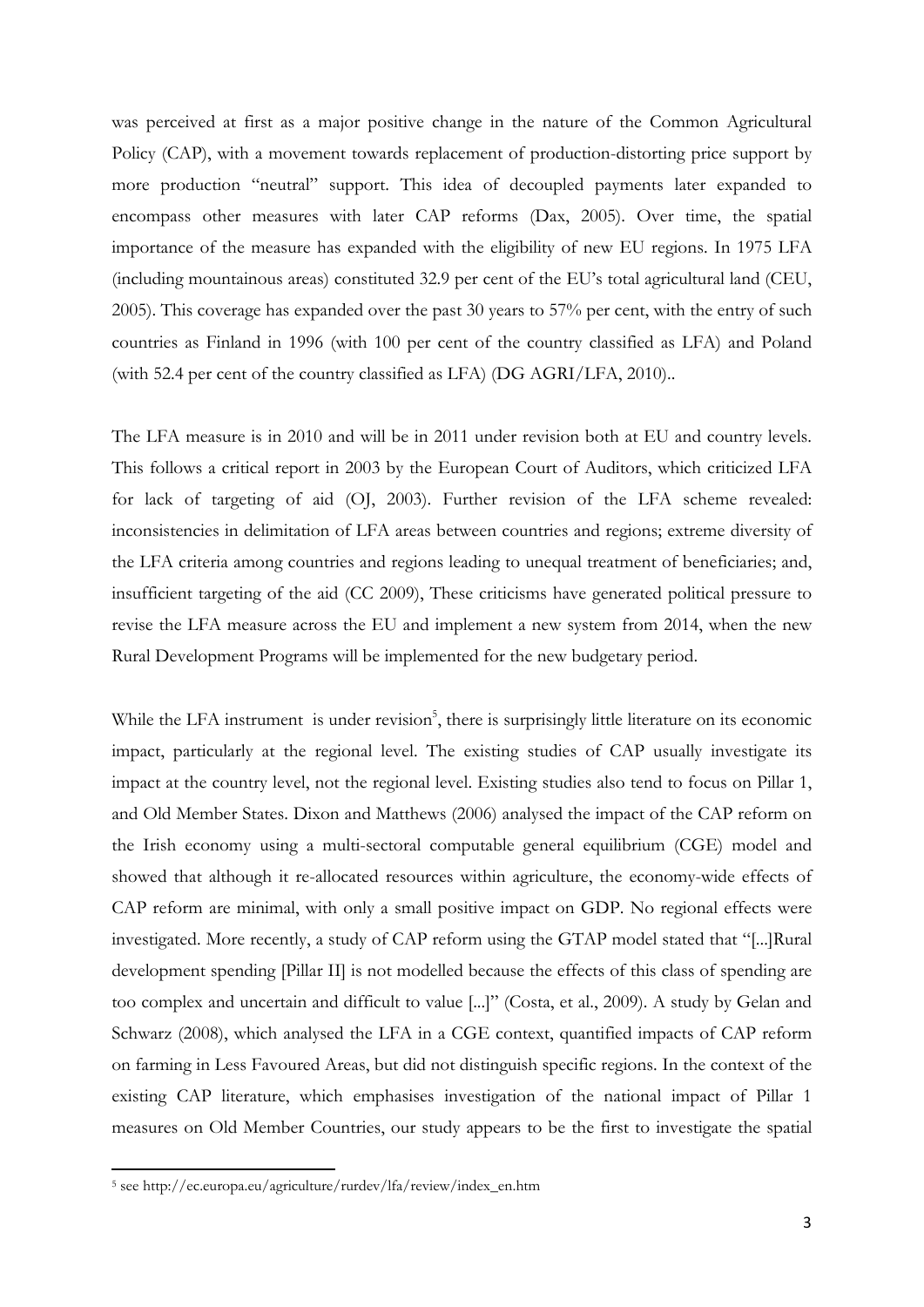was perceived at first as a major positive change in the nature of the Common Agricultural Policy (CAP), with a movement towards replacement of production-distorting price support by more production "neutral" support. This idea of decoupled payments later expanded to encompass other measures with later CAP reforms (Dax, 2005). Over time, the spatial importance of the measure has expanded with the eligibility of new EU regions. In 1975 LFA (including mountainous areas) constituted 32.9 per cent of the EU's total agricultural land (CEU, 2005). This coverage has expanded over the past 30 years to 57% per cent, with the entry of such countries as Finland in 1996 (with 100 per cent of the country classified as LFA) and Poland (with 52.4 per cent of the country classified as LFA) (DG AGRI/LFA, 2010)..

The LFA measure is in 2010 and will be in 2011 under revision both at EU and country levels. This follows a critical report in 2003 by the European Court of Auditors, which criticized LFA for lack of targeting of aid (OJ, 2003). Further revision of the LFA scheme revealed: inconsistencies in delimitation of LFA areas between countries and regions; extreme diversity of the LFA criteria among countries and regions leading to unequal treatment of beneficiaries; and, insufficient targeting of the aid (CC 2009), These criticisms have generated political pressure to revise the LFA measure across the EU and implement a new system from 2014, when the new Rural Development Programs will be implemented for the new budgetary period.

While the LFA instrument is under revision[5], there is surprisingly little literature on its economic impact, particularly at the regional level. The existing studies of CAP usually investigate its impact at the country level, not the regional level. Existing studies also tend to focus on Pillar 1, and Old Member States. Dixon and Matthews (2006) analysed the impact of the CAP reform on the Irish economy using a multi-sectoral computable general equilibrium (CGE) model and showed that although it re-allocated resources within agriculture, the economy-wide effects of CAP reform are minimal, with only a small positive impact on GDP. No regional effects were investigated. More recently, a study of CAP reform using the GTAP model stated that "[...]Rural development spending [Pillar II] is not modelled because the effects of this class of spending are too complex and uncertain and difficult to value [...]" (Costa, et al., 2009). A study by Gelan and Schwarz (2008), which analysed the LFA in a CGE context, quantified impacts of CAP reform on farming in Less Favoured Areas, but did not distinguish specific regions. In the context of the existing CAP literature, which emphasises investigation of the national impact of Pillar 1 measures on Old Member Countries, our study appears to be the first to investigate the spatial

[5] see http://ec.europa.eu/agriculture/rurdev/lfa/review/index_en.htm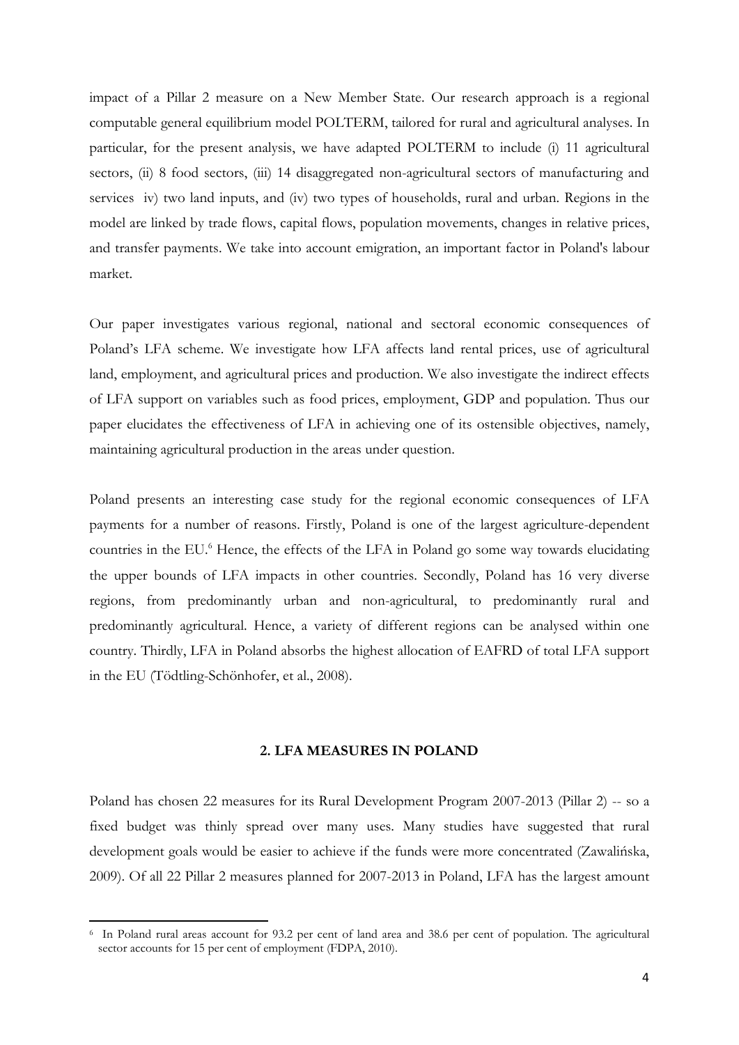impact of a Pillar 2 measure on a New Member State. Our research approach is a regional computable general equilibrium model POLTERM, tailored for rural and agricultural analyses. In particular, for the present analysis, we have adapted POLTERM to include (i) 11 agricultural sectors, (ii) 8 food sectors, (iii) 14 disaggregated non-agricultural sectors of manufacturing and services iv) two land inputs, and (iv) two types of households, rural and urban. Regions in the model are linked by trade flows, capital flows, population movements, changes in relative prices, and transfer payments. We take into account emigration, an important factor in Poland's labour market.

Our paper investigates various regional, national and sectoral economic consequences of Poland's LFA scheme. We investigate how LFA affects land rental prices, use of agricultural land, employment, and agricultural prices and production. We also investigate the indirect effects of LFA support on variables such as food prices, employment, GDP and population. Thus our paper elucidates the effectiveness of LFA in achieving one of its ostensible objectives, namely, maintaining agricultural production in the areas under question.

Poland presents an interesting case study for the regional economic consequences of LFA payments for a number of reasons. Firstly, Poland is one of the largest agriculture-dependent countries in the EU.[6] Hence, the effects of the LFA in Poland go some way towards elucidating the upper bounds of LFA impacts in other countries. Secondly, Poland has 16 very diverse regions, from predominantly urban and non-agricultural, to predominantly rural and predominantly agricultural. Hence, a variety of different regions can be analysed within one country. Thirdly, LFA in Poland absorbs the highest allocation of EAFRD of total LFA support in the EU (Tödtling-Schönhofer, et al., 2008).

## 2. LFA MEASURES IN POLAND

Poland has chosen 22 measures for its Rural Development Program 2007-2013 (Pillar 2) -- so a fixed budget was thinly spread over many uses. Many studies have suggested that rural development goals would be easier to achieve if the funds were more concentrated (Zawalińska, 2009). Of all 22 Pillar 2 measures planned for 2007-2013 in Poland, LFA has the largest amount

[6] In Poland rural areas account for 93.2 per cent of land area and 38.6 per cent of population. The agricultural sector accounts for 15 per cent of employment (FDPA, 2010).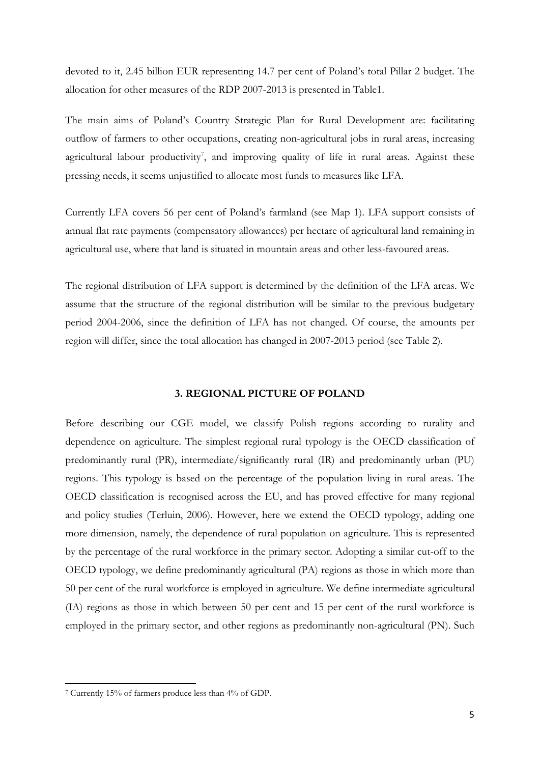devoted to it, 2.45 billion EUR representing 14.7 per cent of Poland's total Pillar 2 budget. The allocation for other measures of the RDP 2007-2013 is presented in Table1.

The main aims of Poland's Country Strategic Plan for Rural Development are: facilitating outflow of farmers to other occupations, creating non-agricultural jobs in rural areas, increasing agricultural labour productivity[7], and improving quality of life in rural areas. Against these pressing needs, it seems unjustified to allocate most funds to measures like LFA.

Currently LFA covers 56 per cent of Poland's farmland (see Map 1). LFA support consists of annual flat rate payments (compensatory allowances) per hectare of agricultural land remaining in agricultural use, where that land is situated in mountain areas and other less-favoured areas.

The regional distribution of LFA support is determined by the definition of the LFA areas. We assume that the structure of the regional distribution will be similar to the previous budgetary period 2004-2006, since the definition of LFA has not changed. Of course, the amounts per region will differ, since the total allocation has changed in 2007-2013 period (see Table 2).

## 3. REGIONAL PICTURE OF POLAND

Before describing our CGE model, we classify Polish regions according to rurality and dependence on agriculture. The simplest regional rural typology is the OECD classification of predominantly rural (PR), intermediate/significantly rural (IR) and predominantly urban (PU) regions. This typology is based on the percentage of the population living in rural areas. The OECD classification is recognised across the EU, and has proved effective for many regional and policy studies (Terluin, 2006). However, here we extend the OECD typology, adding one more dimension, namely, the dependence of rural population on agriculture. This is represented by the percentage of the rural workforce in the primary sector. Adopting a similar cut-off to the OECD typology, we define predominantly agricultural (PA) regions as those in which more than 50 per cent of the rural workforce is employed in agriculture. We define intermediate agricultural (IA) regions as those in which between 50 per cent and 15 per cent of the rural workforce is employed in the primary sector, and other regions as predominantly non-agricultural (PN). Such

---

[7] Currently 15% of farmers produce less than 4% of GDP.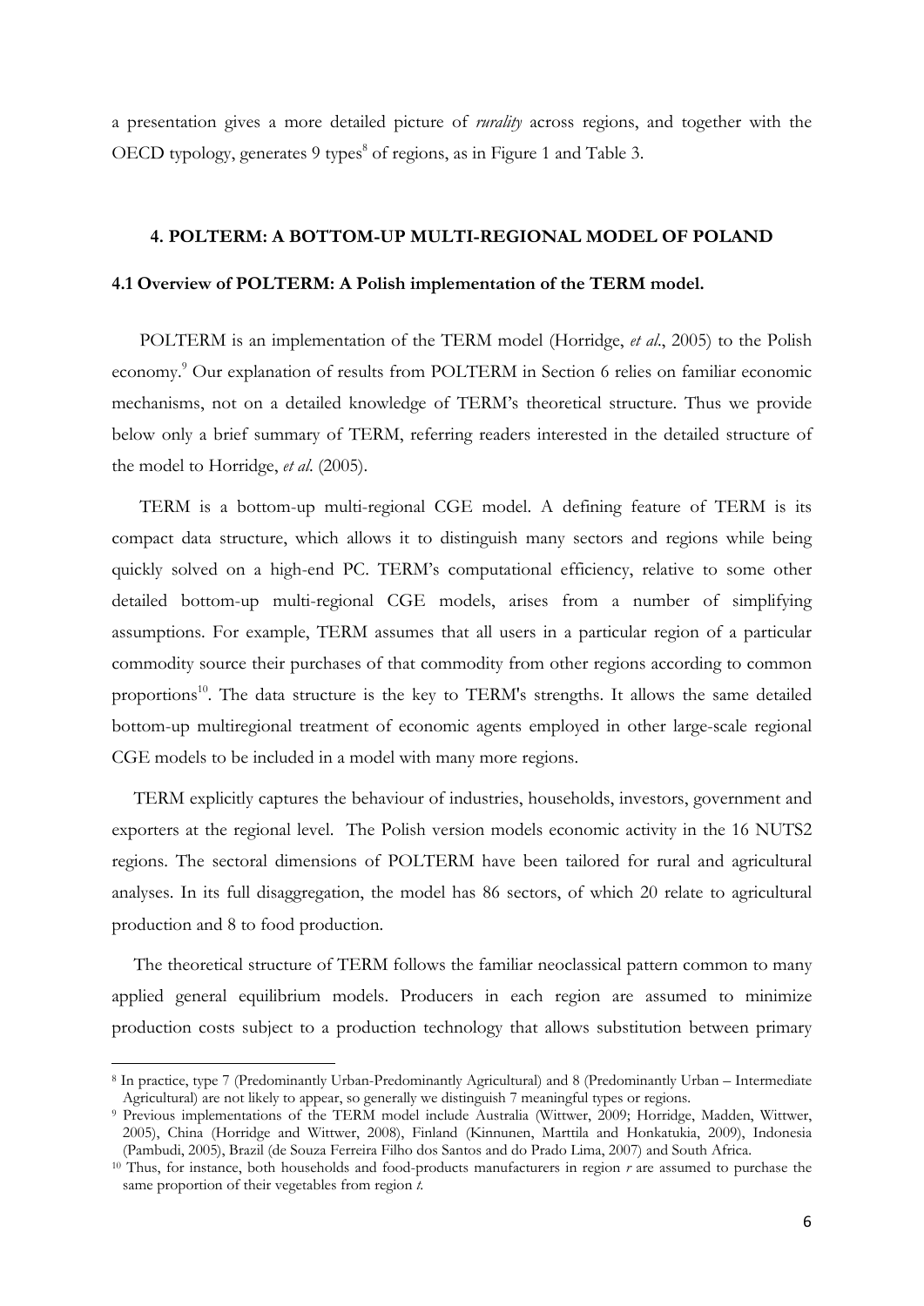a presentation gives a more detailed picture of *rurality* across regions, and together with the OECD typology, generates 9 types[8] of regions, as in Figure 1 and Table 3.

## 4. POLTERM: A BOTTOM-UP MULTI-REGIONAL MODEL OF POLAND

### 4.1 Overview of POLTERM: A Polish implementation of the TERM model.

POLTERM is an implementation of the TERM model (Horridge, *et al*., 2005) to the Polish economy.[9] Our explanation of results from POLTERM in Section 6 relies on familiar economic mechanisms, not on a detailed knowledge of TERM's theoretical structure. Thus we provide below only a brief summary of TERM, referring readers interested in the detailed structure of the model to Horridge, *et al*. (2005).

TERM is a bottom-up multi-regional CGE model. A defining feature of TERM is its compact data structure, which allows it to distinguish many sectors and regions while being quickly solved on a high-end PC. TERM's computational efficiency, relative to some other detailed bottom-up multi-regional CGE models, arises from a number of simplifying assumptions. For example, TERM assumes that all users in a particular region of a particular commodity source their purchases of that commodity from other regions according to common proportions[10]. The data structure is the key to TERM's strengths. It allows the same detailed bottom-up multiregional treatment of economic agents employed in other large-scale regional CGE models to be included in a model with many more regions.

TERM explicitly captures the behaviour of industries, households, investors, government and exporters at the regional level. The Polish version models economic activity in the 16 NUTS2 regions. The sectoral dimensions of POLTERM have been tailored for rural and agricultural analyses. In its full disaggregation, the model has 86 sectors, of which 20 relate to agricultural production and 8 to food production.

The theoretical structure of TERM follows the familiar neoclassical pattern common to many applied general equilibrium models. Producers in each region are assumed to minimize production costs subject to a production technology that allows substitution between primary

---

[8] In practice, type 7 (Predominantly Urban-Predominantly Agricultural) and 8 (Predominantly Urban – Intermediate Agricultural) are not likely to appear, so generally we distinguish 7 meaningful types or regions.

[9] Previous implementations of the TERM model include Australia (Wittwer, 2009; Horridge, Madden, Wittwer, 2005), China (Horridge and Wittwer, 2008), Finland (Kinnunen, Marttila and Honkatukia, 2009), Indonesia (Pambudi, 2005), Brazil (de Souza Ferreira Filho dos Santos and do Prado Lima, 2007) and South Africa.

[10] Thus, for instance, both households and food-products manufacturers in region *r* are assumed to purchase the same proportion of their vegetables from region *t*.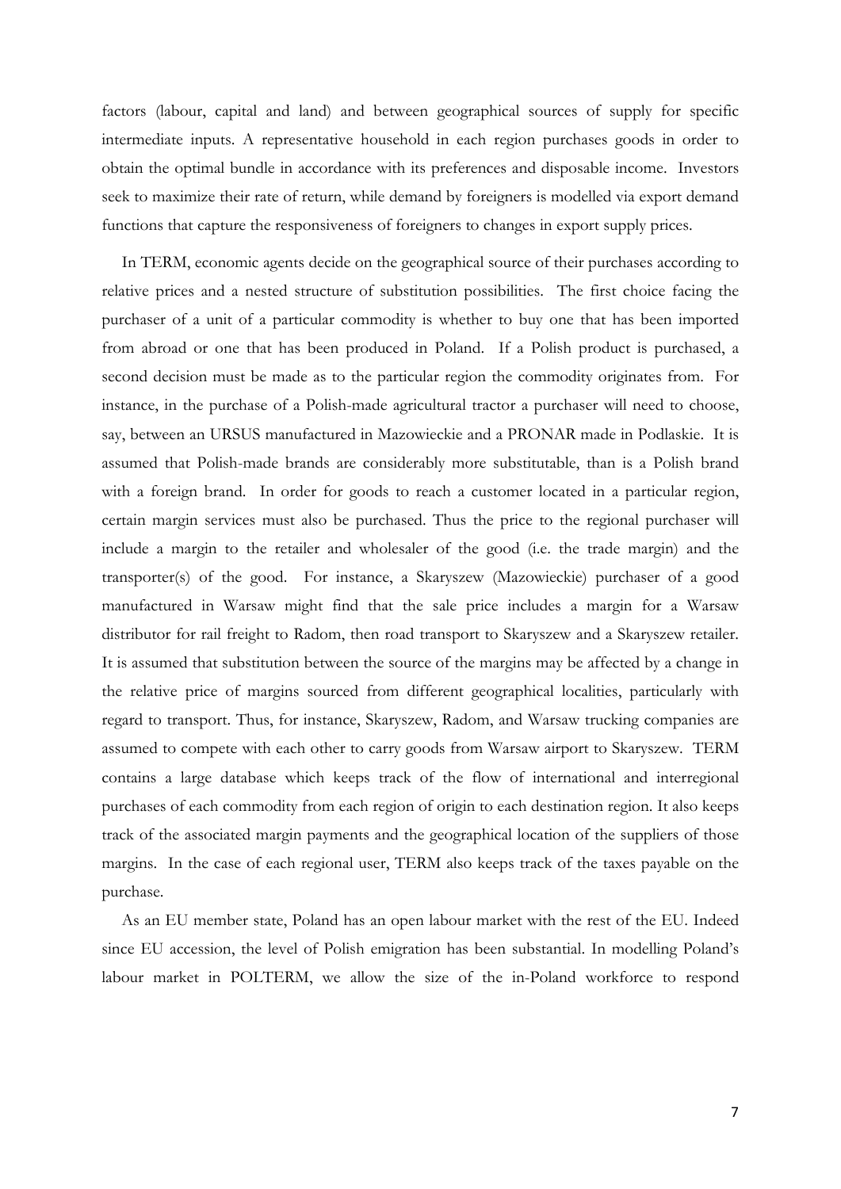factors (labour, capital and land) and between geographical sources of supply for specific intermediate inputs. A representative household in each region purchases goods in order to obtain the optimal bundle in accordance with its preferences and disposable income. Investors seek to maximize their rate of return, while demand by foreigners is modelled via export demand functions that capture the responsiveness of foreigners to changes in export supply prices.

In TERM, economic agents decide on the geographical source of their purchases according to relative prices and a nested structure of substitution possibilities. The first choice facing the purchaser of a unit of a particular commodity is whether to buy one that has been imported from abroad or one that has been produced in Poland. If a Polish product is purchased, a second decision must be made as to the particular region the commodity originates from. For instance, in the purchase of a Polish-made agricultural tractor a purchaser will need to choose, say, between an URSUS manufactured in Mazowieckie and a PRONAR made in Podlaskie. It is assumed that Polish-made brands are considerably more substitutable, than is a Polish brand with a foreign brand. In order for goods to reach a customer located in a particular region, certain margin services must also be purchased. Thus the price to the regional purchaser will include a margin to the retailer and wholesaler of the good (i.e. the trade margin) and the transporter(s) of the good. For instance, a Skaryszew (Mazowieckie) purchaser of a good manufactured in Warsaw might find that the sale price includes a margin for a Warsaw distributor for rail freight to Radom, then road transport to Skaryszew and a Skaryszew retailer. It is assumed that substitution between the source of the margins may be affected by a change in the relative price of margins sourced from different geographical localities, particularly with regard to transport. Thus, for instance, Skaryszew, Radom, and Warsaw trucking companies are assumed to compete with each other to carry goods from Warsaw airport to Skaryszew. TERM contains a large database which keeps track of the flow of international and interregional purchases of each commodity from each region of origin to each destination region. It also keeps track of the associated margin payments and the geographical location of the suppliers of those margins. In the case of each regional user, TERM also keeps track of the taxes payable on the purchase.

As an EU member state, Poland has an open labour market with the rest of the EU. Indeed since EU accession, the level of Polish emigration has been substantial. In modelling Poland's labour market in POLTERM, we allow the size of the in-Poland workforce to respond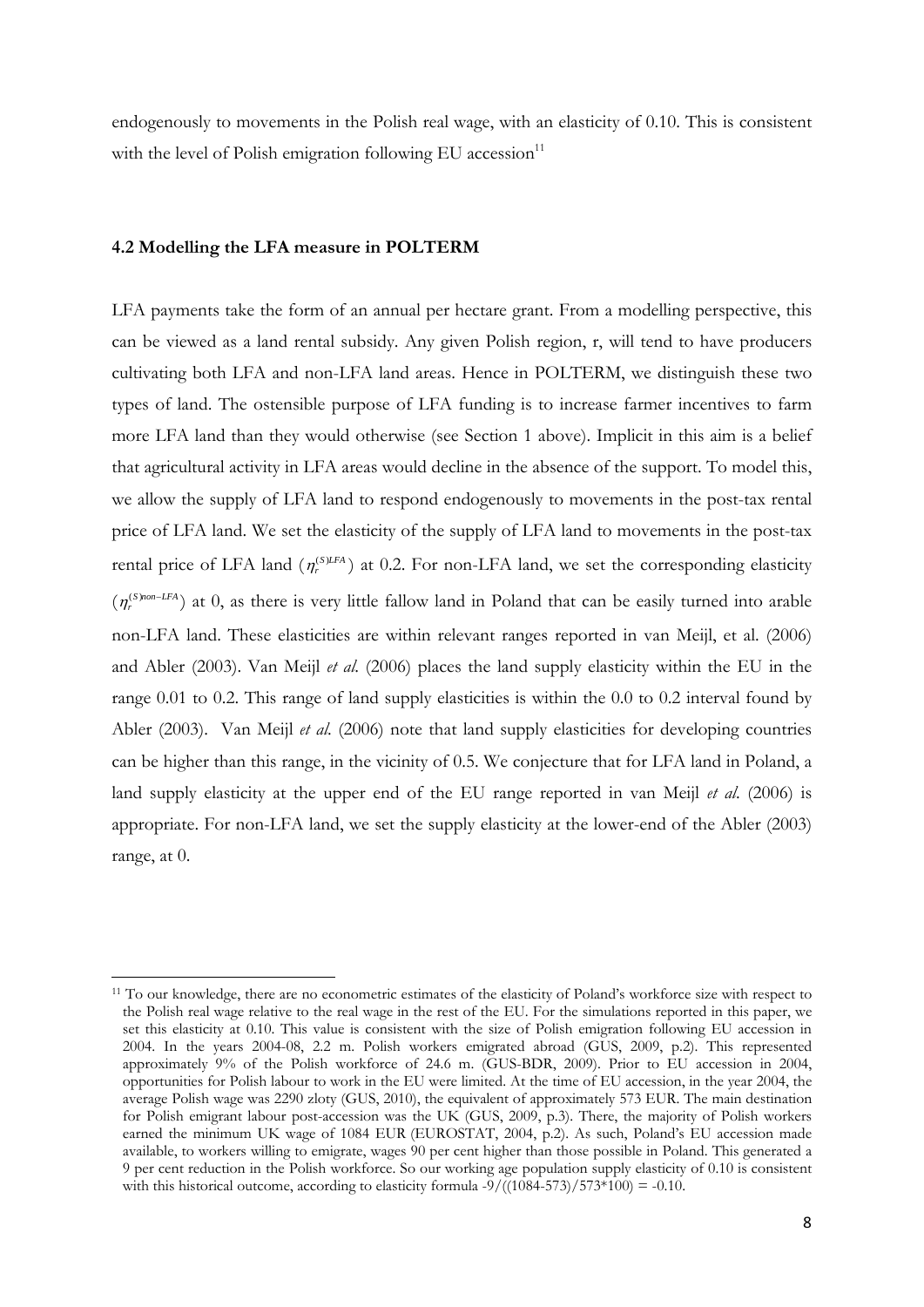endogenously to movements in the Polish real wage, with an elasticity of 0.10. This is consistent with the level of Polish emigration following EU accession[11]

### 4.2 Modelling the LFA measure in POLTERM

LFA payments take the form of an annual per hectare grant. From a modelling perspective, this can be viewed as a land rental subsidy. Any given Polish region, r, will tend to have producers cultivating both LFA and non-LFA land areas. Hence in POLTERM, we distinguish these two types of land. The ostensible purpose of LFA funding is to increase farmer incentives to farm more LFA land than they would otherwise (see Section 1 above). Implicit in this aim is a belief that agricultural activity in LFA areas would decline in the absence of the support. To model this, we allow the supply of LFA land to respond endogenously to movements in the post-tax rental price of LFA land. We set the elasticity of the supply of LFA land to movements in the post-tax rental price of LFA land ($\eta_r^{(S)LFA}$) at 0.2. For non-LFA land, we set the corresponding elasticity ($\eta_r^{(S)non-LFA}$) at 0, as there is very little fallow land in Poland that can be easily turned into arable non-LFA land. These elasticities are within relevant ranges reported in van Meijl, et al. (2006) and Abler (2003). Van Meijl *et al.* (2006) places the land supply elasticity within the EU in the range 0.01 to 0.2. This range of land supply elasticities is within the 0.0 to 0.2 interval found by Abler (2003). Van Meijl *et al.* (2006) note that land supply elasticities for developing countries can be higher than this range, in the vicinity of 0.5. We conjecture that for LFA land in Poland, a land supply elasticity at the upper end of the EU range reported in van Meijl *et al.* (2006) is appropriate. For non-LFA land, we set the supply elasticity at the lower-end of the Abler (2003) range, at 0.

---

[11] To our knowledge, there are no econometric estimates of the elasticity of Poland's workforce size with respect to the Polish real wage relative to the real wage in the rest of the EU. For the simulations reported in this paper, we set this elasticity at 0.10. This value is consistent with the size of Polish emigration following EU accession in 2004. In the years 2004-08, 2.2 m. Polish workers emigrated abroad (GUS, 2009, p.2). This represented approximately 9% of the Polish workforce of 24.6 m. (GUS-BDR, 2009). Prior to EU accession in 2004, opportunities for Polish labour to work in the EU were limited. At the time of EU accession, in the year 2004, the average Polish wage was 2290 zloty (GUS, 2010), the equivalent of approximately 573 EUR. The main destination for Polish emigrant labour post-accession was the UK (GUS, 2009, p.3). There, the majority of Polish workers earned the minimum UK wage of 1084 EUR (EUROSTAT, 2004, p.2). As such, Poland's EU accession made available, to workers willing to emigrate, wages 90 per cent higher than those possible in Poland. This generated a 9 per cent reduction in the Polish workforce. So our working age population supply elasticity of 0.10 is consistent with this historical outcome, according to elasticity formula $-9/((1084\text{-}573)/573{*}100) = -0.10$.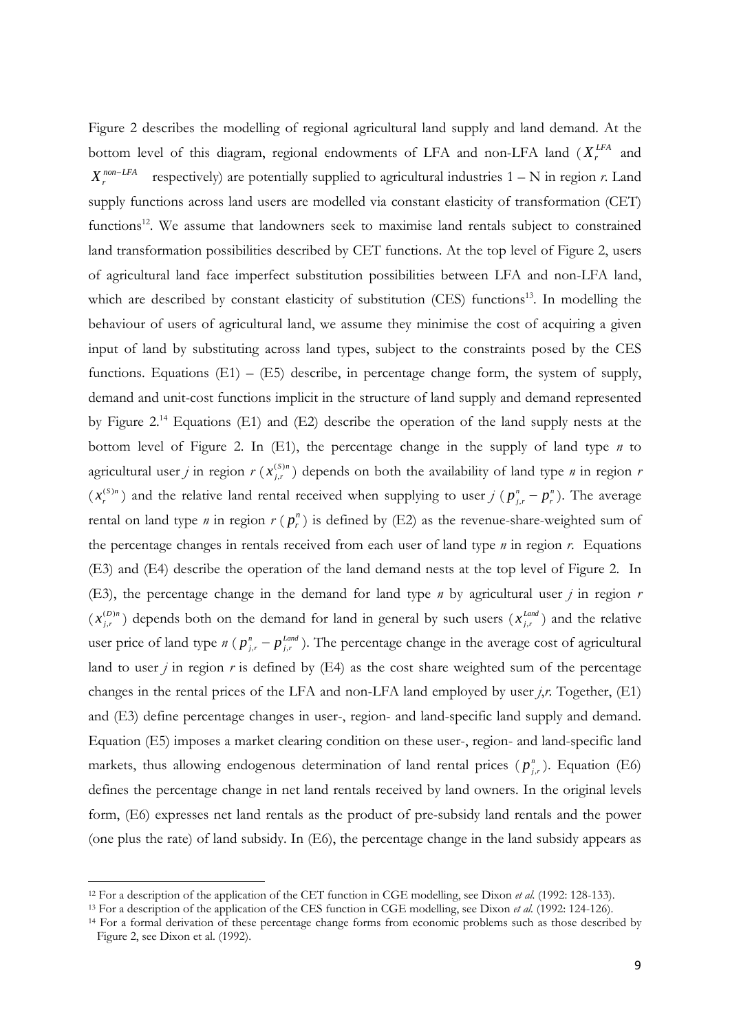Figure 2 describes the modelling of regional agricultural land supply and land demand. At the bottom level of this diagram, regional endowments of LFA and non-LFA land ($X_r^{LFA}$ and $X_r^{non-LFA}$ respectively) are potentially supplied to agricultural industries 1 – N in region *r*. Land supply functions across land users are modelled via constant elasticity of transformation (CET) functions[12]. We assume that landowners seek to maximise land rentals subject to constrained land transformation possibilities described by CET functions. At the top level of Figure 2, users of agricultural land face imperfect substitution possibilities between LFA and non-LFA land, which are described by constant elasticity of substitution (CES) functions[13]. In modelling the behaviour of users of agricultural land, we assume they minimise the cost of acquiring a given input of land by substituting across land types, subject to the constraints posed by the CES functions. Equations (E1) – (E5) describe, in percentage change form, the system of supply, demand and unit-cost functions implicit in the structure of land supply and demand represented by Figure 2.[14] Equations (E1) and (E2) describe the operation of the land supply nests at the bottom level of Figure 2. In (E1), the percentage change in the supply of land type *n* to agricultural user *j* in region *r* ($x_{j,r}^{(S)n}$) depends on both the availability of land type *n* in region *r* ($x_r^{(S)n}$) and the relative land rental received when supplying to user *j* ($p_{j,r}^n - p_r^n$). The average rental on land type *n* in region *r* ($p_r^n$) is defined by (E2) as the revenue-share-weighted sum of the percentage changes in rentals received from each user of land type *n* in region *r*. Equations (E3) and (E4) describe the operation of the land demand nests at the top level of Figure 2. In (E3), the percentage change in the demand for land type *n* by agricultural user *j* in region *r* ($x_{j,r}^{(D)n}$) depends both on the demand for land in general by such users ($x_{j,r}^{Land}$) and the relative user price of land type *n* ($p_{j,r}^n - p_{j,r}^{Land}$). The percentage change in the average cost of agricultural land to user *j* in region *r* is defined by (E4) as the cost share weighted sum of the percentage changes in the rental prices of the LFA and non-LFA land employed by user *j,r*. Together, (E1) and (E3) define percentage changes in user-, region- and land-specific land supply and demand. Equation (E5) imposes a market clearing condition on these user-, region- and land-specific land markets, thus allowing endogenous determination of land rental prices ($p_{j,r}^n$). Equation (E6) defines the percentage change in net land rentals received by land owners. In the original levels form, (E6) expresses net land rentals as the product of pre-subsidy land rentals and the power (one plus the rate) of land subsidy. In (E6), the percentage change in the land subsidy appears as

[12] For a description of the application of the CET function in CGE modelling, see Dixon *et al.* (1992: 128-133).

[13] For a description of the application of the CES function in CGE modelling, see Dixon *et al.* (1992: 124-126).

[14] For a formal derivation of these percentage change forms from economic problems such as those described by Figure 2, see Dixon et al. (1992).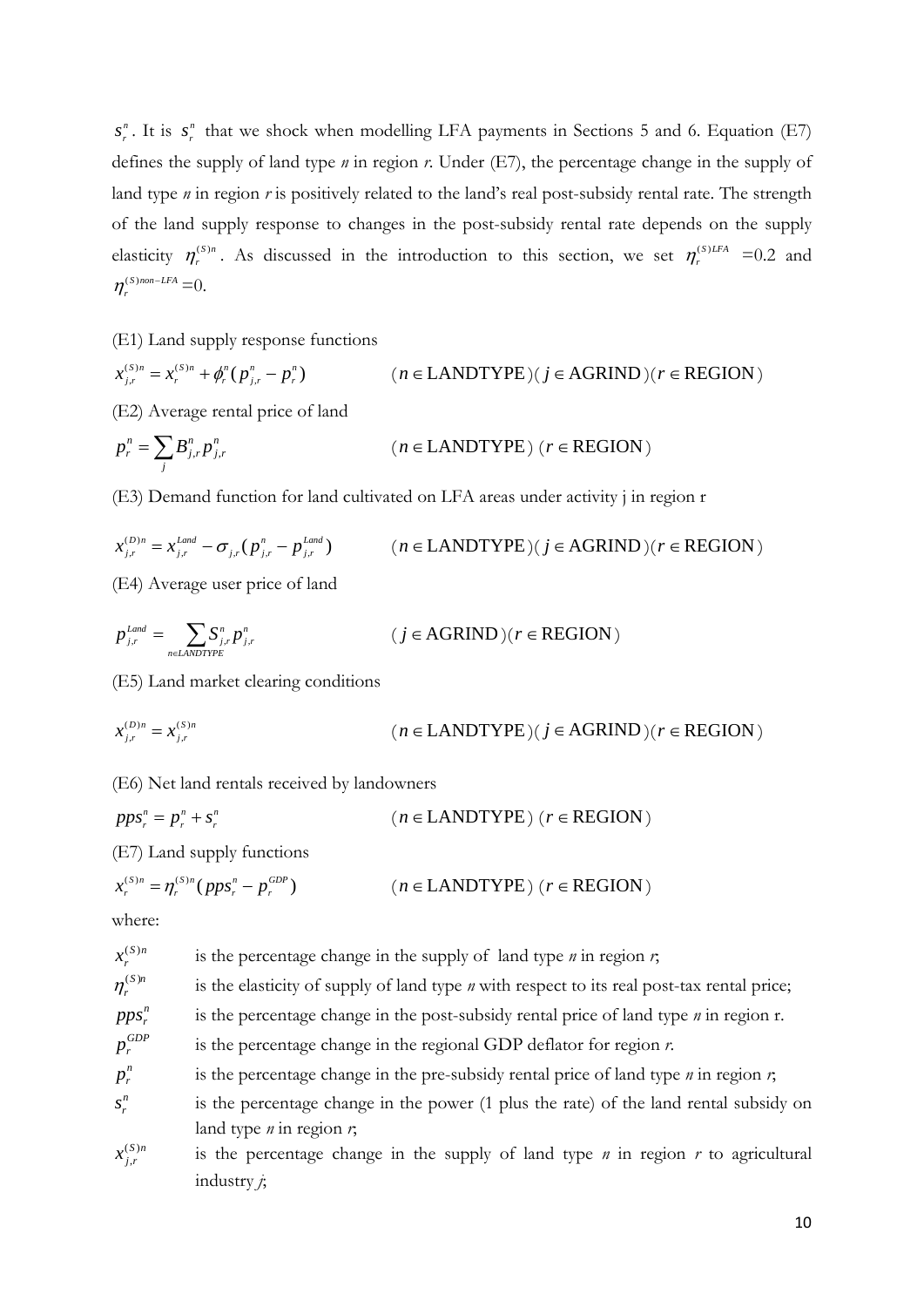$s_r^n$. It is $s_r^n$ that we shock when modelling LFA payments in Sections 5 and 6. Equation (E7) defines the supply of land type *n* in region *r*. Under (E7), the percentage change in the supply of land type *n* in region *r* is positively related to the land's real post-subsidy rental rate. The strength of the land supply response to changes in the post-subsidy rental rate depends on the supply elasticity $\eta_r^{(S)n}$. As discussed in the introduction to this section, we set $\eta_r^{(S)LFA}$ =0.2 and $\eta_r^{(S)non-LFA}$ =0.

(E1) Land supply response functions

$$x_{j,r}^{(S)n} = x_r^{(S)n} + \phi_r^n (p_{j,r}^n - p_r^n) \qquad (n \in \text{LANDTYPE})(j \in \text{AGRIND})(r \in \text{REGION})$$

(E2) Average rental price of land

$$p_r^n = \sum_j B_{j,r}^n p_{j,r}^n \qquad (n \in \text{LANDTYPE})\ (r \in \text{REGION})$$

(E3) Demand function for land cultivated on LFA areas under activity j in region r

$$x_{j,r}^{(D)n} = x_{j,r}^{Land} - \sigma_{j,r}(p_{j,r}^n - p_{j,r}^{Land}) \qquad (n \in \text{LANDTYPE})(j \in \text{AGRIND})(r \in \text{REGION})$$

(E4) Average user price of land

$$p_{j,r}^{Land} = \sum_{n \in LANDTYPE} S_{j,r}^n p_{j,r}^n \qquad (j \in \text{AGRIND})(r \in \text{REGION})$$

(E5) Land market clearing conditions

$$x_{j,r}^{(D)n} = x_{j,r}^{(S)n} \qquad (n \in \text{LANDTYPE})(j \in \text{AGRIND})(r \in \text{REGION})$$

(E6) Net land rentals received by landowners

$$pps_r^n = p_r^n + s_r^n \qquad (n \in \text{LANDTYPE})\ (r \in \text{REGION})$$

(E7) Land supply functions

$$x_r^{(S)n} = \eta_r^{(S)n}(pps_r^n - p_r^{GDP}) \qquad (n \in \text{LANDTYPE})\ (r \in \text{REGION})$$

where:

- $x_r^{(S)n}$ is the percentage change in the supply of land type *n* in region *r*;
- $\eta_r^{(S)n}$ is the elasticity of supply of land type *n* with respect to its real post-tax rental price;
- $pps_r^n$ is the percentage change in the post-subsidy rental price of land type *n* in region r.
- $p_r^{GDP}$ is the percentage change in the regional GDP deflator for region *r*.
- $p_r^n$ is the percentage change in the pre-subsidy rental price of land type *n* in region *r*;
- $s_r^n$ is the percentage change in the power (1 plus the rate) of the land rental subsidy on land type *n* in region *r*;
- $x_{j,r}^{(S)n}$ is the percentage change in the supply of land type *n* in region *r* to agricultural industry *j*;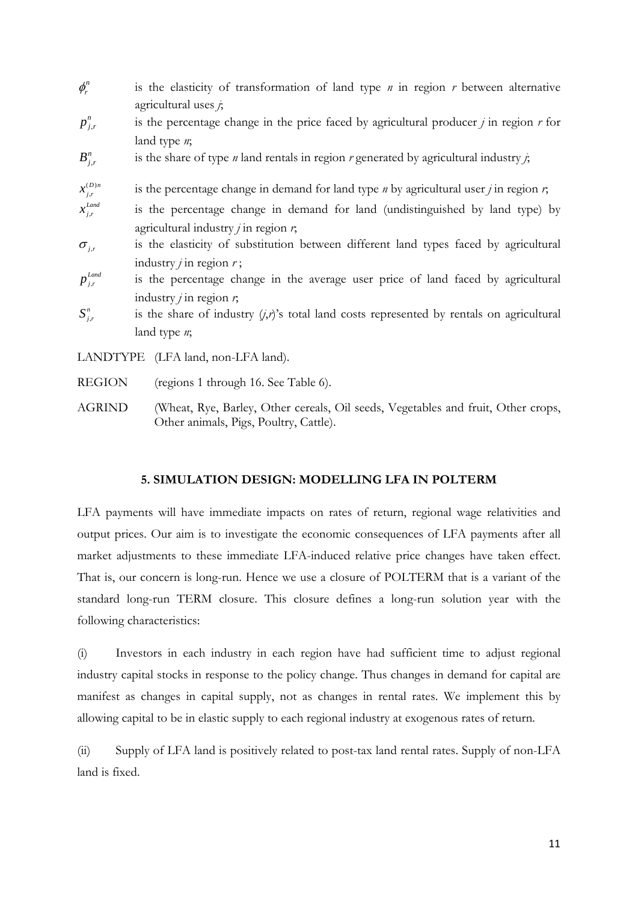$\phi_r^n$ is the elasticity of transformation of land type *n* in region *r* between alternative agricultural uses *j*;

$p_{j,r}^n$ is the percentage change in the price faced by agricultural producer *j* in region *r* for land type *n*;

$B_{j,r}^n$ is the share of type *n* land rentals in region *r* generated by agricultural industry *j*;

$x_{j,r}^{(D)n}$ is the percentage change in demand for land type *n* by agricultural user *j* in region *r*;

$x_{j,r}^{Land}$ is the percentage change in demand for land (undistinguished by land type) by agricultural industry *j* in region *r*;

$\sigma_{j,r}$ is the elasticity of substitution between different land types faced by agricultural industry *j* in region *r*;

$p_{j,r}^{Land}$ is the percentage change in the average user price of land faced by agricultural industry *j* in region *r*;

$S_{j,r}^n$ is the share of industry (*j*,*r*)'s total land costs represented by rentals on agricultural land type *n*;

LANDTYPE (LFA land, non-LFA land).

REGION (regions 1 through 16. See Table 6).

AGRIND (Wheat, Rye, Barley, Other cereals, Oil seeds, Vegetables and fruit, Other crops, Other animals, Pigs, Poultry, Cattle).

## 5. SIMULATION DESIGN: MODELLING LFA IN POLTERM

LFA payments will have immediate impacts on rates of return, regional wage relativities and output prices. Our aim is to investigate the economic consequences of LFA payments after all market adjustments to these immediate LFA-induced relative price changes have taken effect. That is, our concern is long-run. Hence we use a closure of POLTERM that is a variant of the standard long-run TERM closure. This closure defines a long-run solution year with the following characteristics:

(i) Investors in each industry in each region have had sufficient time to adjust regional industry capital stocks in response to the policy change. Thus changes in demand for capital are manifest as changes in capital supply, not as changes in rental rates. We implement this by allowing capital to be in elastic supply to each regional industry at exogenous rates of return.

(ii) Supply of LFA land is positively related to post-tax land rental rates. Supply of non-LFA land is fixed.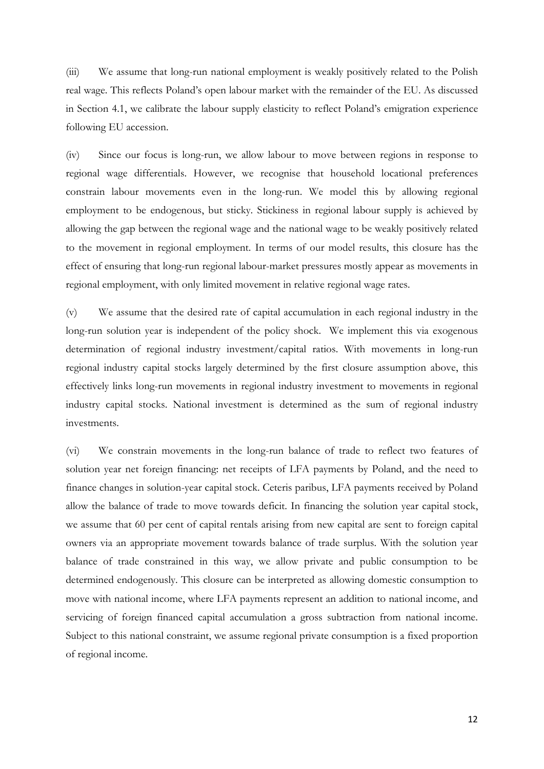(iii) We assume that long-run national employment is weakly positively related to the Polish real wage. This reflects Poland's open labour market with the remainder of the EU. As discussed in Section 4.1, we calibrate the labour supply elasticity to reflect Poland's emigration experience following EU accession.

(iv) Since our focus is long-run, we allow labour to move between regions in response to regional wage differentials. However, we recognise that household locational preferences constrain labour movements even in the long-run. We model this by allowing regional employment to be endogenous, but sticky. Stickiness in regional labour supply is achieved by allowing the gap between the regional wage and the national wage to be weakly positively related to the movement in regional employment. In terms of our model results, this closure has the effect of ensuring that long-run regional labour-market pressures mostly appear as movements in regional employment, with only limited movement in relative regional wage rates.

(v) We assume that the desired rate of capital accumulation in each regional industry in the long-run solution year is independent of the policy shock. We implement this via exogenous determination of regional industry investment/capital ratios. With movements in long-run regional industry capital stocks largely determined by the first closure assumption above, this effectively links long-run movements in regional industry investment to movements in regional industry capital stocks. National investment is determined as the sum of regional industry investments.

(vi) We constrain movements in the long-run balance of trade to reflect two features of solution year net foreign financing: net receipts of LFA payments by Poland, and the need to finance changes in solution-year capital stock. Ceteris paribus, LFA payments received by Poland allow the balance of trade to move towards deficit. In financing the solution year capital stock, we assume that 60 per cent of capital rentals arising from new capital are sent to foreign capital owners via an appropriate movement towards balance of trade surplus. With the solution year balance of trade constrained in this way, we allow private and public consumption to be determined endogenously. This closure can be interpreted as allowing domestic consumption to move with national income, where LFA payments represent an addition to national income, and servicing of foreign financed capital accumulation a gross subtraction from national income. Subject to this national constraint, we assume regional private consumption is a fixed proportion of regional income.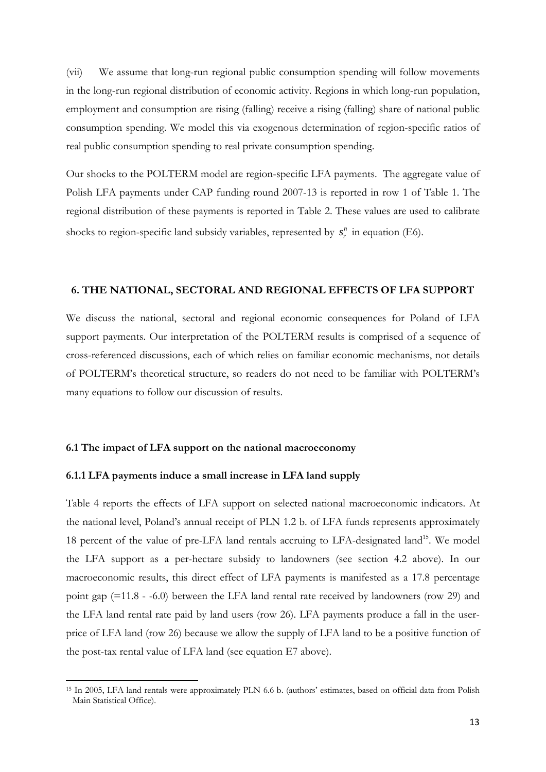(vii) We assume that long-run regional public consumption spending will follow movements in the long-run regional distribution of economic activity. Regions in which long-run population, employment and consumption are rising (falling) receive a rising (falling) share of national public consumption spending. We model this via exogenous determination of region-specific ratios of real public consumption spending to real private consumption spending.

Our shocks to the POLTERM model are region-specific LFA payments. The aggregate value of Polish LFA payments under CAP funding round 2007-13 is reported in row 1 of Table 1. The regional distribution of these payments is reported in Table 2. These values are used to calibrate shocks to region-specific land subsidy variables, represented by $s_r^n$ in equation (E6).

## 6. THE NATIONAL, SECTORAL AND REGIONAL EFFECTS OF LFA SUPPORT

We discuss the national, sectoral and regional economic consequences for Poland of LFA support payments. Our interpretation of the POLTERM results is comprised of a sequence of cross-referenced discussions, each of which relies on familiar economic mechanisms, not details of POLTERM's theoretical structure, so readers do not need to be familiar with POLTERM's many equations to follow our discussion of results.

### 6.1 The impact of LFA support on the national macroeconomy

#### 6.1.1 LFA payments induce a small increase in LFA land supply

Table 4 reports the effects of LFA support on selected national macroeconomic indicators. At the national level, Poland's annual receipt of PLN 1.2 b. of LFA funds represents approximately 18 percent of the value of pre-LFA land rentals accruing to LFA-designated land[15]. We model the LFA support as a per-hectare subsidy to landowners (see section 4.2 above). In our macroeconomic results, this direct effect of LFA payments is manifested as a 17.8 percentage point gap (=11.8 - -6.0) between the LFA land rental rate received by landowners (row 29) and the LFA land rental rate paid by land users (row 26). LFA payments produce a fall in the user-price of LFA land (row 26) because we allow the supply of LFA land to be a positive function of the post-tax rental value of LFA land (see equation E7 above).

[15] In 2005, LFA land rentals were approximately PLN 6.6 b. (authors' estimates, based on official data from Polish Main Statistical Office).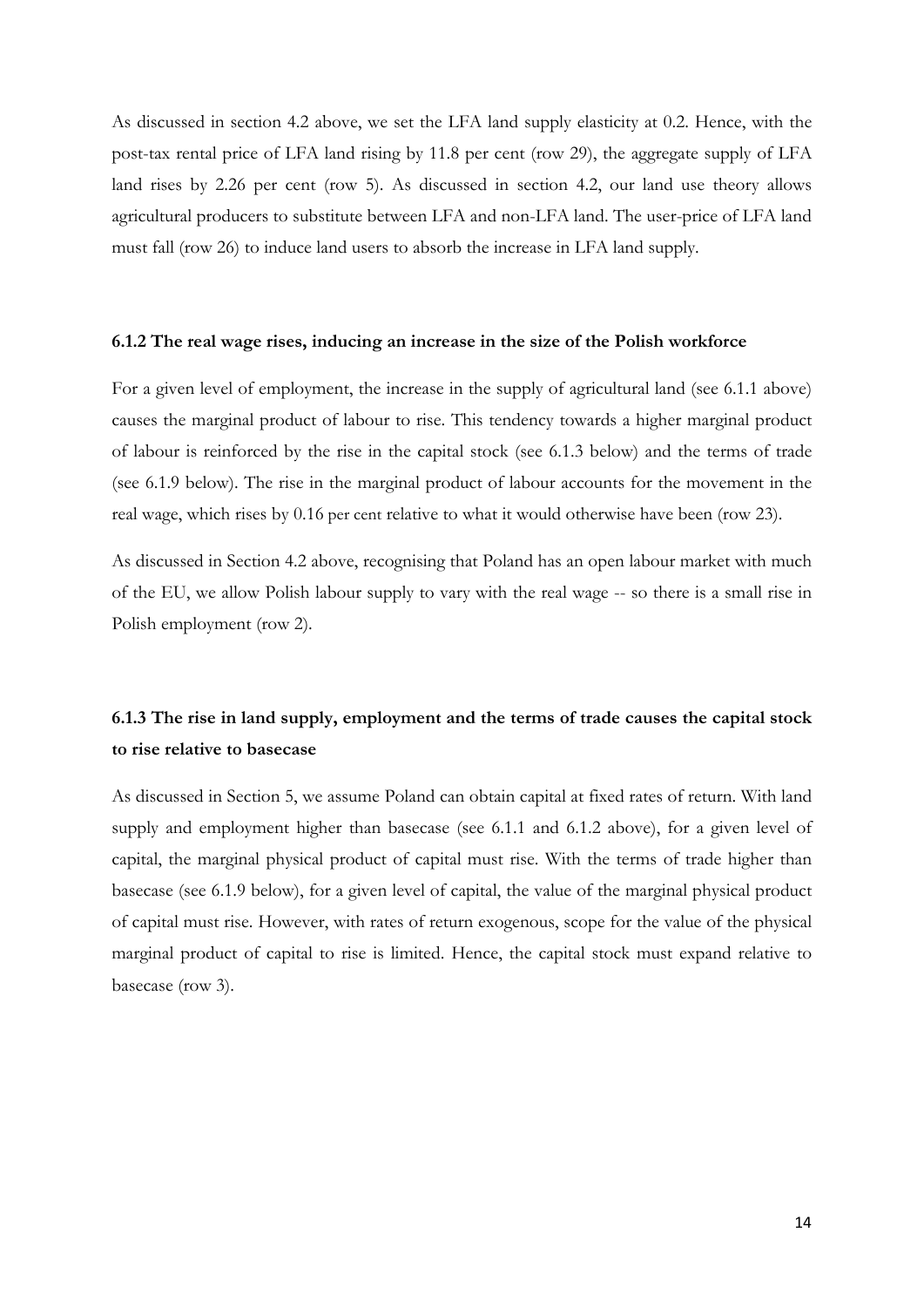As discussed in section 4.2 above, we set the LFA land supply elasticity at 0.2. Hence, with the post-tax rental price of LFA land rising by 11.8 per cent (row 29), the aggregate supply of LFA land rises by 2.26 per cent (row 5). As discussed in section 4.2, our land use theory allows agricultural producers to substitute between LFA and non-LFA land. The user-price of LFA land must fall (row 26) to induce land users to absorb the increase in LFA land supply.

### 6.1.2 The real wage rises, inducing an increase in the size of the Polish workforce

For a given level of employment, the increase in the supply of agricultural land (see 6.1.1 above) causes the marginal product of labour to rise. This tendency towards a higher marginal product of labour is reinforced by the rise in the capital stock (see 6.1.3 below) and the terms of trade (see 6.1.9 below). The rise in the marginal product of labour accounts for the movement in the real wage, which rises by 0.16 per cent relative to what it would otherwise have been (row 23).

As discussed in Section 4.2 above, recognising that Poland has an open labour market with much of the EU, we allow Polish labour supply to vary with the real wage -- so there is a small rise in Polish employment (row 2).

### 6.1.3 The rise in land supply, employment and the terms of trade causes the capital stock to rise relative to basecase

As discussed in Section 5, we assume Poland can obtain capital at fixed rates of return. With land supply and employment higher than basecase (see 6.1.1 and 6.1.2 above), for a given level of capital, the marginal physical product of capital must rise. With the terms of trade higher than basecase (see 6.1.9 below), for a given level of capital, the value of the marginal physical product of capital must rise. However, with rates of return exogenous, scope for the value of the physical marginal product of capital to rise is limited. Hence, the capital stock must expand relative to basecase (row 3).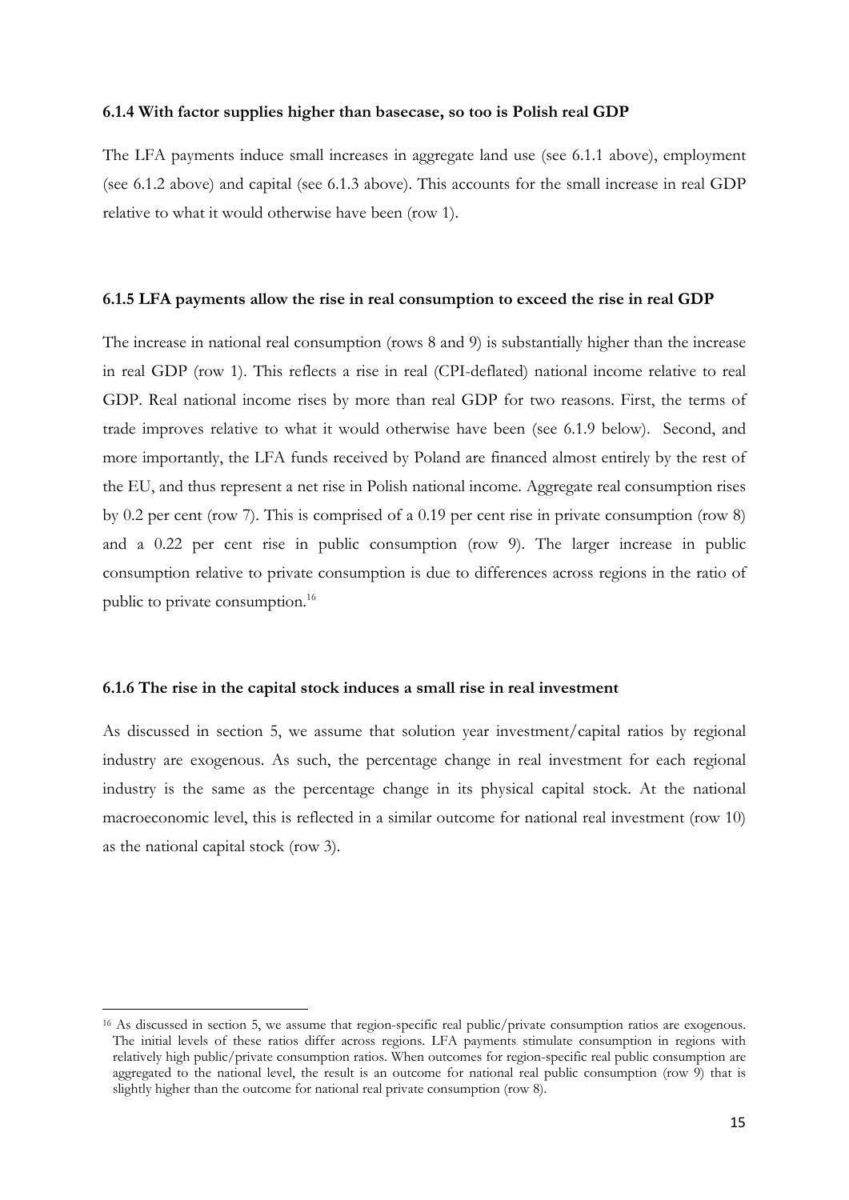#### 6.1.4 With factor supplies higher than basecase, so too is Polish real GDP

The LFA payments induce small increases in aggregate land use (see 6.1.1 above), employment (see 6.1.2 above) and capital (see 6.1.3 above). This accounts for the small increase in real GDP relative to what it would otherwise have been (row 1).

#### 6.1.5 LFA payments allow the rise in real consumption to exceed the rise in real GDP

The increase in national real consumption (rows 8 and 9) is substantially higher than the increase in real GDP (row 1). This reflects a rise in real (CPI-deflated) national income relative to real GDP. Real national income rises by more than real GDP for two reasons. First, the terms of trade improves relative to what it would otherwise have been (see 6.1.9 below). Second, and more importantly, the LFA funds received by Poland are financed almost entirely by the rest of the EU, and thus represent a net rise in Polish national income. Aggregate real consumption rises by 0.2 per cent (row 7). This is comprised of a 0.19 per cent rise in private consumption (row 8) and a 0.22 per cent rise in public consumption (row 9). The larger increase in public consumption relative to private consumption is due to differences across regions in the ratio of public to private consumption.[16]

#### 6.1.6 The rise in the capital stock induces a small rise in real investment

As discussed in section 5, we assume that solution year investment/capital ratios by regional industry are exogenous. As such, the percentage change in real investment for each regional industry is the same as the percentage change in its physical capital stock. At the national macroeconomic level, this is reflected in a similar outcome for national real investment (row 10) as the national capital stock (row 3).

---

[16] As discussed in section 5, we assume that region-specific real public/private consumption ratios are exogenous. The initial levels of these ratios differ across regions. LFA payments stimulate consumption in regions with relatively high public/private consumption ratios. When outcomes for region-specific real public consumption are aggregated to the national level, the result is an outcome for national real public consumption (row 9) that is slightly higher than the outcome for national real private consumption (row 8).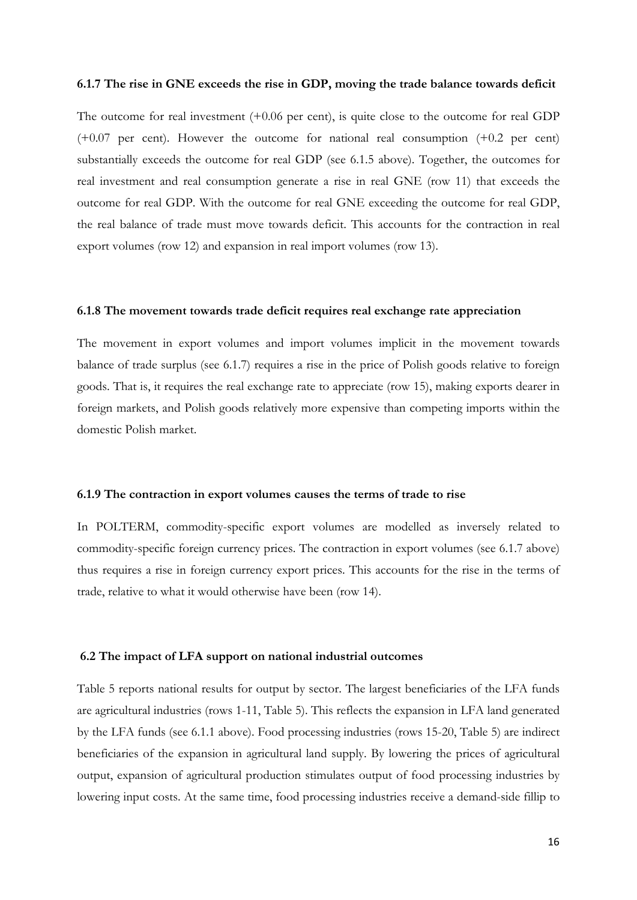#### 6.1.7 The rise in GNE exceeds the rise in GDP, moving the trade balance towards deficit

The outcome for real investment (+0.06 per cent), is quite close to the outcome for real GDP (+0.07 per cent). However the outcome for national real consumption (+0.2 per cent) substantially exceeds the outcome for real GDP (see 6.1.5 above). Together, the outcomes for real investment and real consumption generate a rise in real GNE (row 11) that exceeds the outcome for real GDP. With the outcome for real GNE exceeding the outcome for real GDP, the real balance of trade must move towards deficit. This accounts for the contraction in real export volumes (row 12) and expansion in real import volumes (row 13).

#### 6.1.8 The movement towards trade deficit requires real exchange rate appreciation

The movement in export volumes and import volumes implicit in the movement towards balance of trade surplus (see 6.1.7) requires a rise in the price of Polish goods relative to foreign goods. That is, it requires the real exchange rate to appreciate (row 15), making exports dearer in foreign markets, and Polish goods relatively more expensive than competing imports within the domestic Polish market.

#### 6.1.9 The contraction in export volumes causes the terms of trade to rise

In POLTERM, commodity-specific export volumes are modelled as inversely related to commodity-specific foreign currency prices. The contraction in export volumes (see 6.1.7 above) thus requires a rise in foreign currency export prices. This accounts for the rise in the terms of trade, relative to what it would otherwise have been (row 14).

### 6.2 The impact of LFA support on national industrial outcomes

Table 5 reports national results for output by sector. The largest beneficiaries of the LFA funds are agricultural industries (rows 1-11, Table 5). This reflects the expansion in LFA land generated by the LFA funds (see 6.1.1 above). Food processing industries (rows 15-20, Table 5) are indirect beneficiaries of the expansion in agricultural land supply. By lowering the prices of agricultural output, expansion of agricultural production stimulates output of food processing industries by lowering input costs. At the same time, food processing industries receive a demand-side fillip to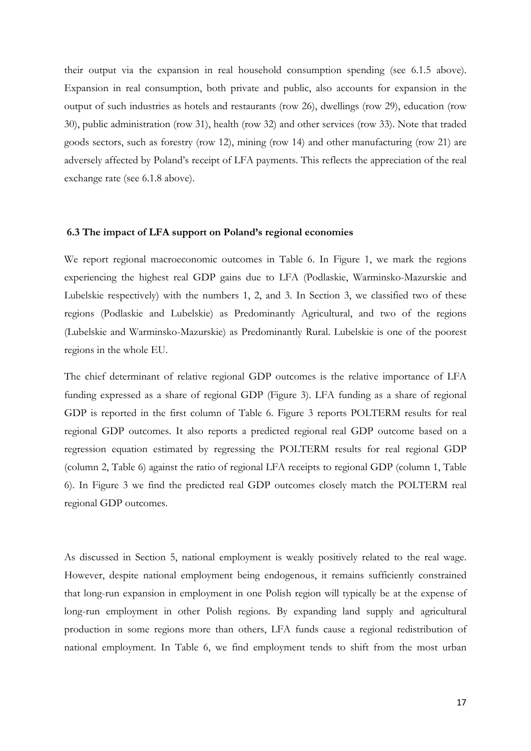their output via the expansion in real household consumption spending (see 6.1.5 above). Expansion in real consumption, both private and public, also accounts for expansion in the output of such industries as hotels and restaurants (row 26), dwellings (row 29), education (row 30), public administration (row 31), health (row 32) and other services (row 33). Note that traded goods sectors, such as forestry (row 12), mining (row 14) and other manufacturing (row 21) are adversely affected by Poland's receipt of LFA payments. This reflects the appreciation of the real exchange rate (see 6.1.8 above).

### 6.3 The impact of LFA support on Poland's regional economies

We report regional macroeconomic outcomes in Table 6. In Figure 1, we mark the regions experiencing the highest real GDP gains due to LFA (Podlaskie, Warminsko-Mazurskie and Lubelskie respectively) with the numbers 1, 2, and 3. In Section 3, we classified two of these regions (Podlaskie and Lubelskie) as Predominantly Agricultural, and two of the regions (Lubelskie and Warminsko-Mazurskie) as Predominantly Rural. Lubelskie is one of the poorest regions in the whole EU.

The chief determinant of relative regional GDP outcomes is the relative importance of LFA funding expressed as a share of regional GDP (Figure 3). LFA funding as a share of regional GDP is reported in the first column of Table 6. Figure 3 reports POLTERM results for real regional GDP outcomes. It also reports a predicted regional real GDP outcome based on a regression equation estimated by regressing the POLTERM results for real regional GDP (column 2, Table 6) against the ratio of regional LFA receipts to regional GDP (column 1, Table 6). In Figure 3 we find the predicted real GDP outcomes closely match the POLTERM real regional GDP outcomes.

As discussed in Section 5, national employment is weakly positively related to the real wage. However, despite national employment being endogenous, it remains sufficiently constrained that long-run expansion in employment in one Polish region will typically be at the expense of long-run employment in other Polish regions. By expanding land supply and agricultural production in some regions more than others, LFA funds cause a regional redistribution of national employment. In Table 6, we find employment tends to shift from the most urban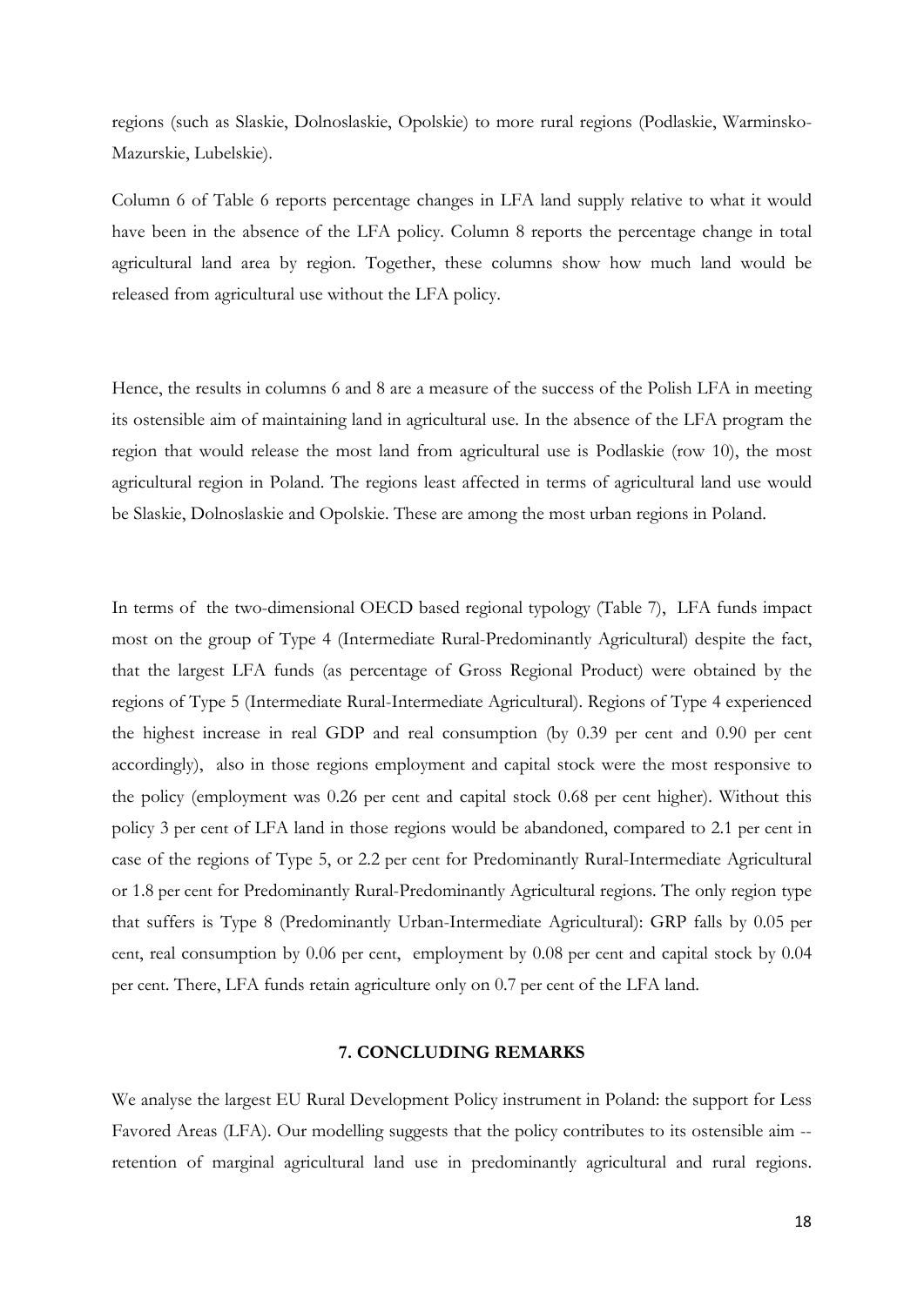regions (such as Slaskie, Dolnoslaskie, Opolskie) to more rural regions (Podlaskie, Warminsko-Mazurskie, Lubelskie).

Column 6 of Table 6 reports percentage changes in LFA land supply relative to what it would have been in the absence of the LFA policy. Column 8 reports the percentage change in total agricultural land area by region. Together, these columns show how much land would be released from agricultural use without the LFA policy.

Hence, the results in columns 6 and 8 are a measure of the success of the Polish LFA in meeting its ostensible aim of maintaining land in agricultural use. In the absence of the LFA program the region that would release the most land from agricultural use is Podlaskie (row 10), the most agricultural region in Poland. The regions least affected in terms of agricultural land use would be Slaskie, Dolnoslaskie and Opolskie. These are among the most urban regions in Poland.

In terms of the two-dimensional OECD based regional typology (Table 7), LFA funds impact most on the group of Type 4 (Intermediate Rural-Predominantly Agricultural) despite the fact, that the largest LFA funds (as percentage of Gross Regional Product) were obtained by the regions of Type 5 (Intermediate Rural-Intermediate Agricultural). Regions of Type 4 experienced the highest increase in real GDP and real consumption (by 0.39 per cent and 0.90 per cent accordingly), also in those regions employment and capital stock were the most responsive to the policy (employment was 0.26 per cent and capital stock 0.68 per cent higher). Without this policy 3 per cent of LFA land in those regions would be abandoned, compared to 2.1 per cent in case of the regions of Type 5, or 2.2 per cent for Predominantly Rural-Intermediate Agricultural or 1.8 per cent for Predominantly Rural-Predominantly Agricultural regions. The only region type that suffers is Type 8 (Predominantly Urban-Intermediate Agricultural): GRP falls by 0.05 per cent, real consumption by 0.06 per cent, employment by 0.08 per cent and capital stock by 0.04 per cent. There, LFA funds retain agriculture only on 0.7 per cent of the LFA land.

## 7. CONCLUDING REMARKS

We analyse the largest EU Rural Development Policy instrument in Poland: the support for Less Favored Areas (LFA). Our modelling suggests that the policy contributes to its ostensible aim -- retention of marginal agricultural land use in predominantly agricultural and rural regions.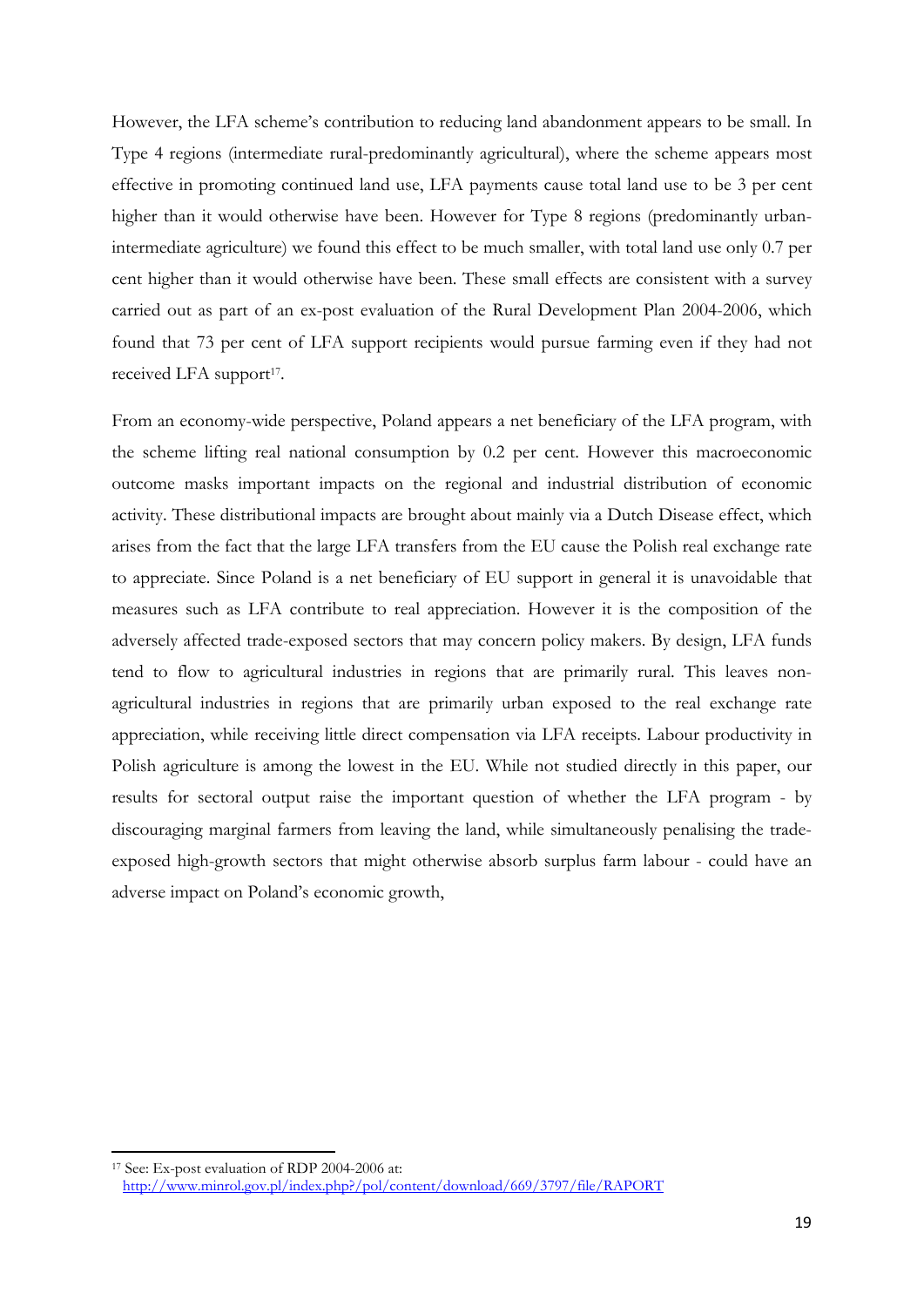However, the LFA scheme's contribution to reducing land abandonment appears to be small. In Type 4 regions (intermediate rural-predominantly agricultural), where the scheme appears most effective in promoting continued land use, LFA payments cause total land use to be 3 per cent higher than it would otherwise have been. However for Type 8 regions (predominantly urban-intermediate agriculture) we found this effect to be much smaller, with total land use only 0.7 per cent higher than it would otherwise have been. These small effects are consistent with a survey carried out as part of an ex-post evaluation of the Rural Development Plan 2004-2006, which found that 73 per cent of LFA support recipients would pursue farming even if they had not received LFA support[17].

From an economy-wide perspective, Poland appears a net beneficiary of the LFA program, with the scheme lifting real national consumption by 0.2 per cent. However this macroeconomic outcome masks important impacts on the regional and industrial distribution of economic activity. These distributional impacts are brought about mainly via a Dutch Disease effect, which arises from the fact that the large LFA transfers from the EU cause the Polish real exchange rate to appreciate. Since Poland is a net beneficiary of EU support in general it is unavoidable that measures such as LFA contribute to real appreciation. However it is the composition of the adversely affected trade-exposed sectors that may concern policy makers. By design, LFA funds tend to flow to agricultural industries in regions that are primarily rural. This leaves non-agricultural industries in regions that are primarily urban exposed to the real exchange rate appreciation, while receiving little direct compensation via LFA receipts. Labour productivity in Polish agriculture is among the lowest in the EU. While not studied directly in this paper, our results for sectoral output raise the important question of whether the LFA program - by discouraging marginal farmers from leaving the land, while simultaneously penalising the trade-exposed high-growth sectors that might otherwise absorb surplus farm labour - could have an adverse impact on Poland's economic growth,

---

[17] See: Ex-post evaluation of RDP 2004-2006 at: http://www.minrol.gov.pl/index.php?/pol/content/download/669/3797/file/RAPORT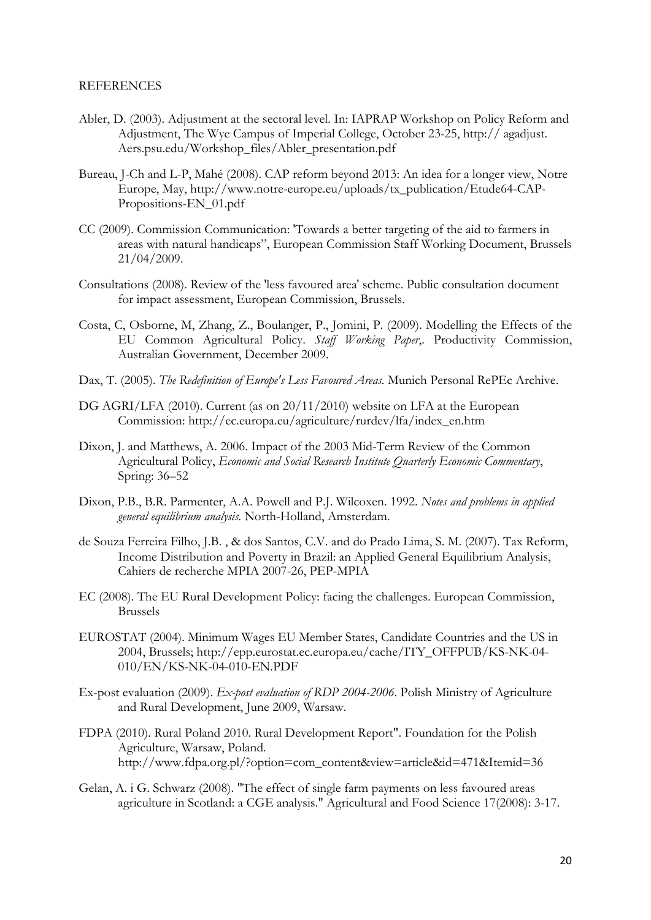REFERENCES

Abler, D. (2003). Adjustment at the sectoral level. In: IAPRAP Workshop on Policy Reform and Adjustment, The Wye Campus of Imperial College, October 23-25, http:// agadjust. Aers.psu.edu/Workshop_files/Abler_presentation.pdf

Bureau, J-Ch and L-P, Mahé (2008). CAP reform beyond 2013: An idea for a longer view, Notre Europe, May, http://www.notre-europe.eu/uploads/tx_publication/Etude64-CAP-Propositions-EN_01.pdf

CC (2009). Commission Communication: 'Towards a better targeting of the aid to farmers in areas with natural handicaps", European Commission Staff Working Document, Brussels 21/04/2009.

Consultations (2008). Review of the 'less favoured area' scheme. Public consultation document for impact assessment, European Commission, Brussels.

Costa, C, Osborne, M, Zhang, Z., Boulanger, P., Jomini, P. (2009). Modelling the Effects of the EU Common Agricultural Policy. *Staff Working Paper*,. Productivity Commission, Australian Government, December 2009.

Dax, T. (2005). *The Redefinition of Europe's Less Favoured Areas.* Munich Personal RePEc Archive.

DG AGRI/LFA (2010). Current (as on 20/11/2010) website on LFA at the European Commission: http://ec.europa.eu/agriculture/rurdev/lfa/index_en.htm

Dixon, J. and Matthews, A. 2006. Impact of the 2003 Mid-Term Review of the Common Agricultural Policy, *Economic and Social Research Institute Quarterly Economic Commentary*, Spring: 36–52

Dixon, P.B., B.R. Parmenter, A.A. Powell and P.J. Wilcoxen. 1992. *Notes and problems in applied general equilibrium analysis.* North-Holland, Amsterdam.

de Souza Ferreira Filho, J.B. , & dos Santos, C.V. and do Prado Lima, S. M. (2007). Tax Reform, Income Distribution and Poverty in Brazil: an Applied General Equilibrium Analysis, Cahiers de recherche MPIA 2007-26, PEP-MPIA

EC (2008). The EU Rural Development Policy: facing the challenges. European Commission, Brussels

EUROSTAT (2004). Minimum Wages EU Member States, Candidate Countries and the US in 2004, Brussels; http://epp.eurostat.ec.europa.eu/cache/ITY_OFFPUB/KS-NK-04-010/EN/KS-NK-04-010-EN.PDF

Ex-post evaluation (2009). *Ex-post evaluation of RDP 2004-2006*. Polish Ministry of Agriculture and Rural Development, June 2009, Warsaw.

FDPA (2010). Rural Poland 2010. Rural Development Report". Foundation for the Polish Agriculture, Warsaw, Poland. http://www.fdpa.org.pl/?option=com_content&view=article&id=471&Itemid=36

Gelan, A. i G. Schwarz (2008). "The effect of single farm payments on less favoured areas agriculture in Scotland: a CGE analysis." Agricultural and Food Science 17(2008): 3-17.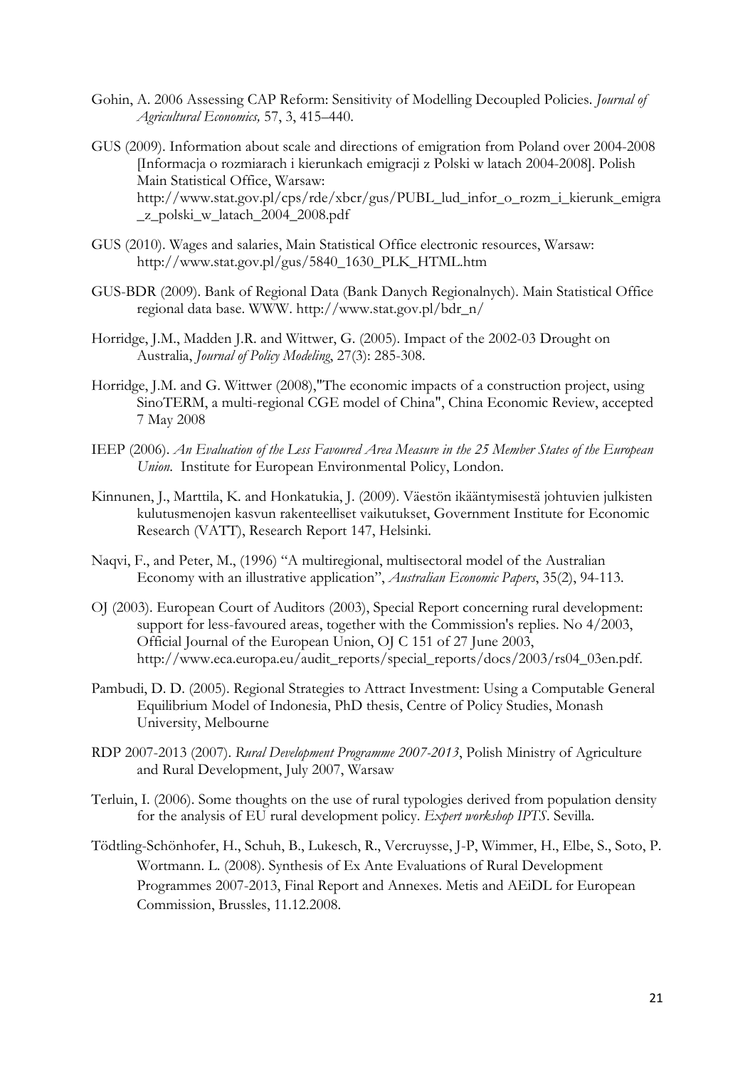Gohin, A. 2006 Assessing CAP Reform: Sensitivity of Modelling Decoupled Policies. *Journal of Agricultural Economics,* 57, 3, 415–440.

GUS (2009). Information about scale and directions of emigration from Poland over 2004-2008 [Informacja o rozmiarach i kierunkach emigracji z Polski w latach 2004-2008]. Polish Main Statistical Office, Warsaw: http://www.stat.gov.pl/cps/rde/xbcr/gus/PUBL_lud_infor_o_rozm_i_kierunk_emigra_z_polski_w_latach_2004_2008.pdf

GUS (2010). Wages and salaries, Main Statistical Office electronic resources, Warsaw: http://www.stat.gov.pl/gus/5840_1630_PLK_HTML.htm

GUS-BDR (2009). Bank of Regional Data (Bank Danych Regionalnych). Main Statistical Office regional data base. WWW. http://www.stat.gov.pl/bdr_n/

Horridge, J.M., Madden J.R. and Wittwer, G. (2005). Impact of the 2002-03 Drought on Australia, *Journal of Policy Modeling*, 27(3): 285-308.

Horridge, J.M. and G. Wittwer (2008),"The economic impacts of a construction project, using SinoTERM, a multi-regional CGE model of China", China Economic Review, accepted 7 May 2008

IEEP (2006). *An Evaluation of the Less Favoured Area Measure in the 25 Member States of the European Union*. Institute for European Environmental Policy, London.

Kinnunen, J., Marttila, K. and Honkatukia, J. (2009). Väestön ikääntymisestä johtuvien julkisten kulutusmenojen kasvun rakenteelliset vaikutukset, Government Institute for Economic Research (VATT), Research Report 147, Helsinki.

Naqvi, F., and Peter, M., (1996) "A multiregional, multisectoral model of the Australian Economy with an illustrative application", *Australian Economic Papers*, 35(2), 94-113.

OJ (2003). European Court of Auditors (2003), Special Report concerning rural development: support for less-favoured areas, together with the Commission's replies. No 4/2003, Official Journal of the European Union, OJ C 151 of 27 June 2003, http://www.eca.europa.eu/audit_reports/special_reports/docs/2003/rs04_03en.pdf.

Pambudi, D. D. (2005). Regional Strategies to Attract Investment: Using a Computable General Equilibrium Model of Indonesia, PhD thesis, Centre of Policy Studies, Monash University, Melbourne

RDP 2007-2013 (2007). *Rural Development Programme 2007-2013*, Polish Ministry of Agriculture and Rural Development, July 2007, Warsaw

Terluin, I. (2006). Some thoughts on the use of rural typologies derived from population density for the analysis of EU rural development policy. *Expert workshop IPTS*. Sevilla.

Tödtling-Schönhofer, H., Schuh, B., Lukesch, R., Vercruysse, J-P, Wimmer, H., Elbe, S., Soto, P. Wortmann. L. (2008). Synthesis of Ex Ante Evaluations of Rural Development Programmes 2007-2013, Final Report and Annexes. Metis and AEiDL for European Commission, Brussels, 11.12.2008.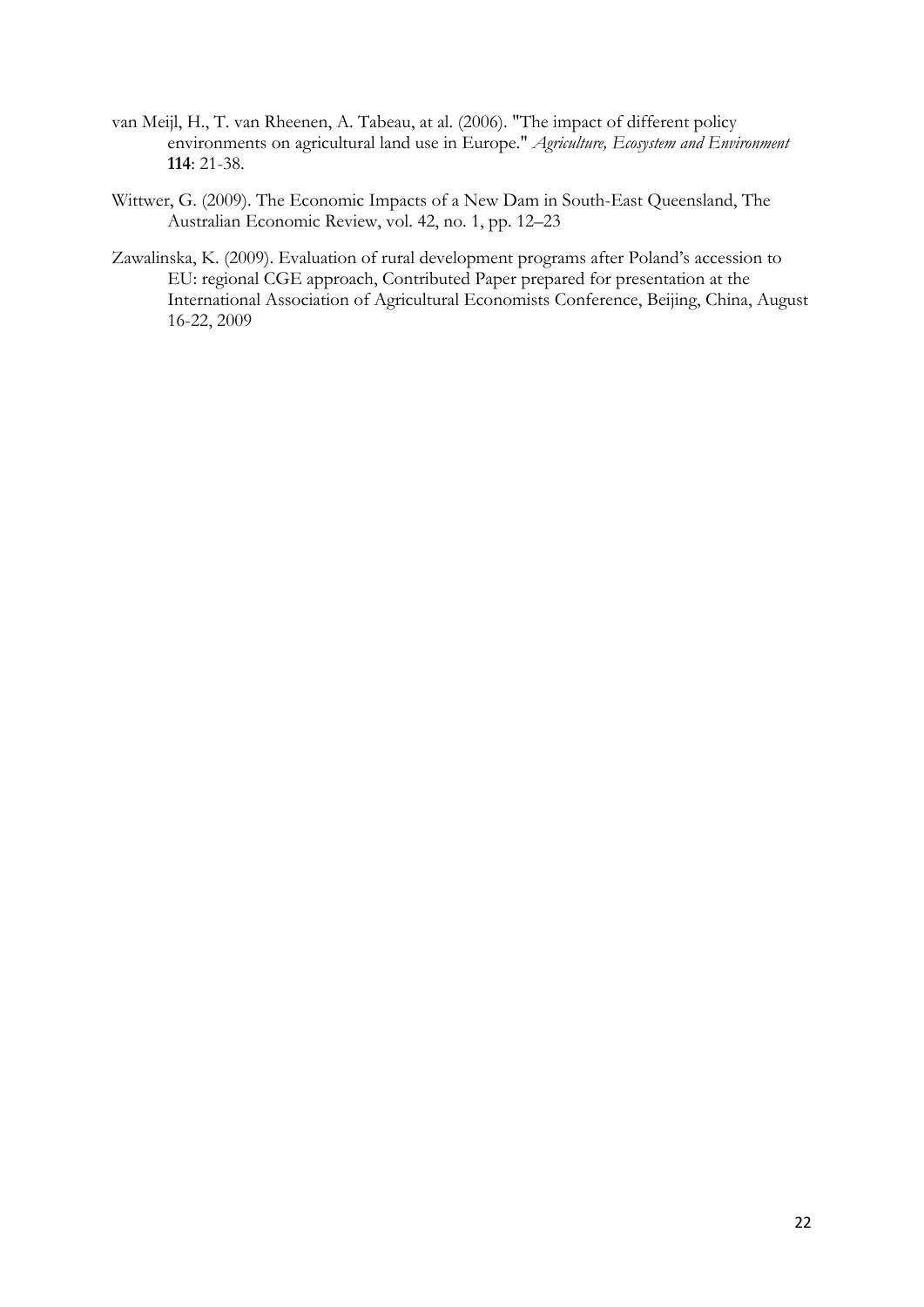van Meijl, H., T. van Rheenen, A. Tabeau, at al. (2006). "The impact of different policy environments on agricultural land use in Europe." *Agriculture, Ecosystem and Environment* **114**: 21-38.

Wittwer, G. (2009). The Economic Impacts of a New Dam in South-East Queensland, The Australian Economic Review, vol. 42, no. 1, pp. 12–23

Zawalinska, K. (2009). Evaluation of rural development programs after Poland's accession to EU: regional CGE approach, Contributed Paper prepared for presentation at the International Association of Agricultural Economists Conference, Beijing, China, August 16-22, 2009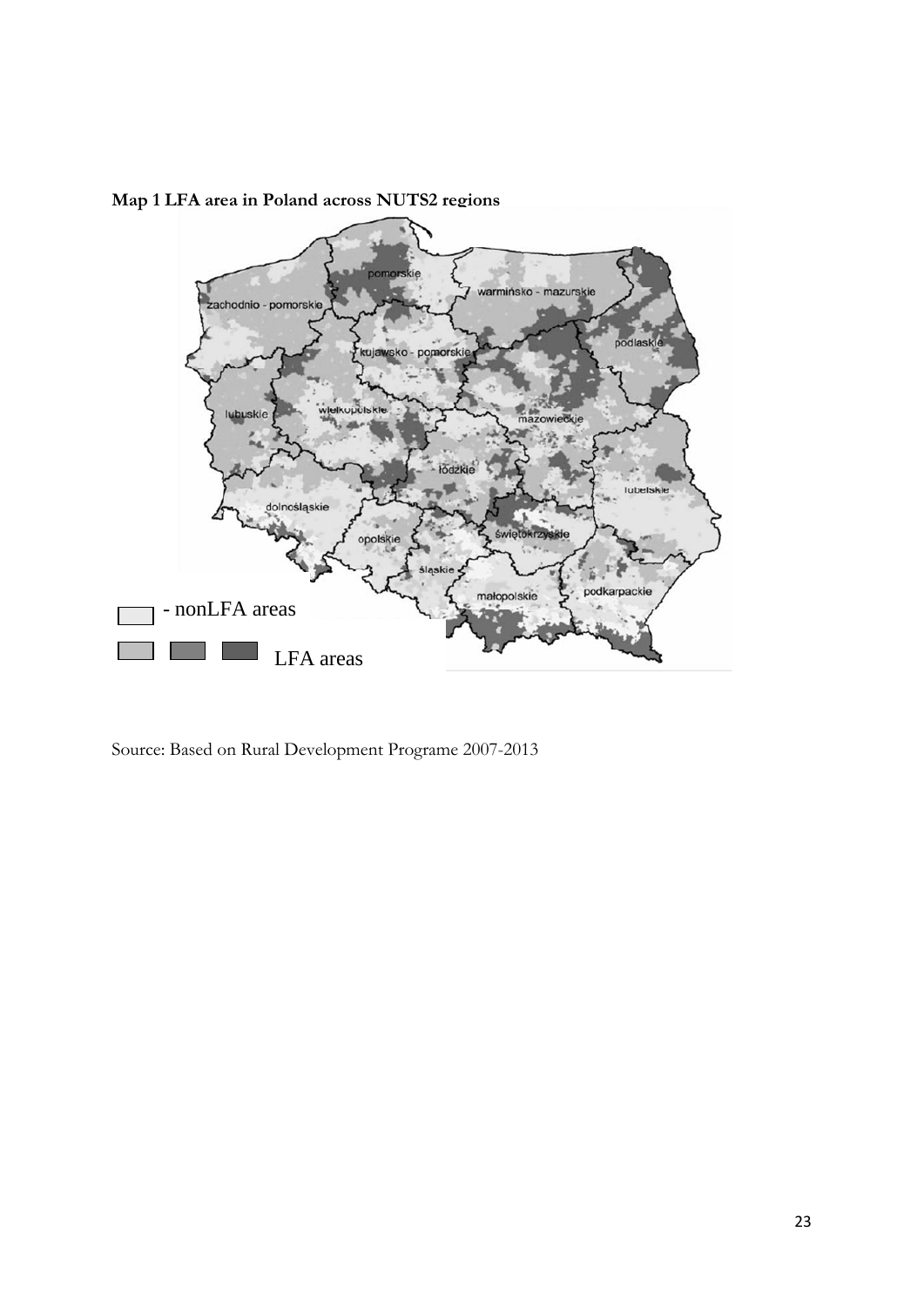**Map 1 LFA area in Poland across NUTS2 regions**

pomorskie
zachodnio - pomorskie
warmińsko - mazurskie
podlaskie
kujawsko - pomorskie
wielkopolskie
lubuskie
mazowieckie
łódzkie
lubelskie
dolnośląskie
opolskie
świętokrzyskie
śląskie
małopolskie
podkarpackie

- nonLFA areas

LFA areas

Source: Based on Rural Development Programe 2007-2013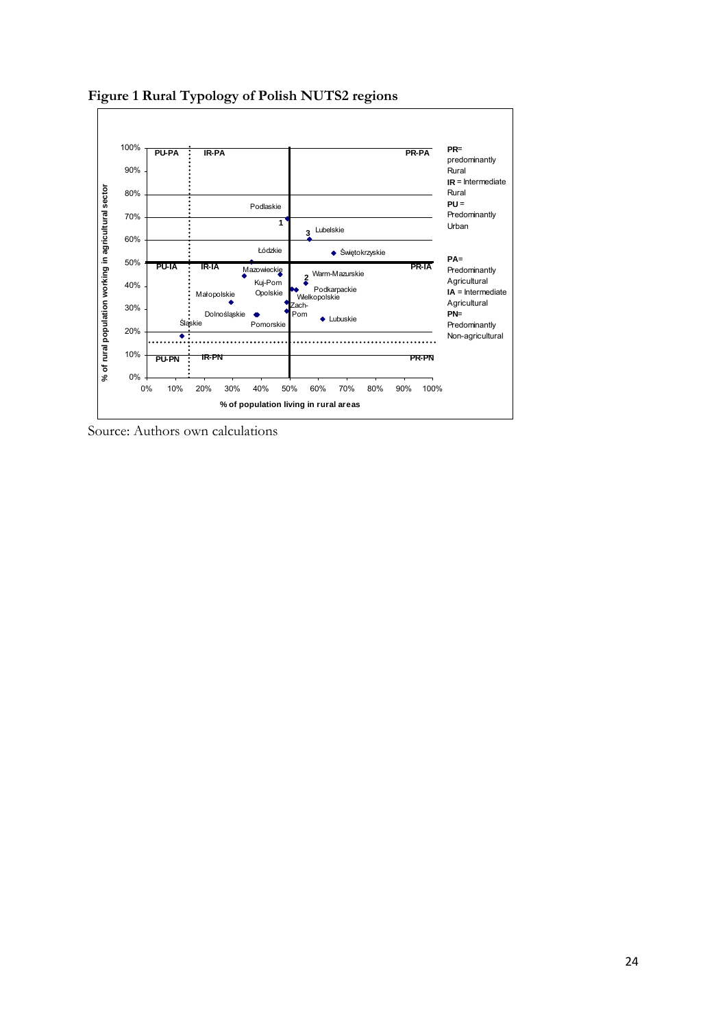**Figure 1 Rural Typology of Polish NUTS2 regions**

100%
90%
80%
70%
60%
50%
40%
30%
20%
10%
0%

0% 10% 20% 30% 40% 50% 60% 70% 80% 90% 100%

% of rural population working in agricultural sector

% of population living in rural areas

PU-PA
IR-PA
PR-PA
PU-IA
IR-IA
PR-IA
PU-PN
IR-PN
PR-PN

Podlaskie
1
3
Lubelskie
Łódzkie
Świętokrzyskie
Mazowieckie
2
Warm-Mazurskie
Kuj-Pom
Opolskie
Podkarpackie
Wielkopolskie
Małopolskie
Zach-Pom
Dolnośląskie
Lubuskie
Śląskie
Pomorskie

**PR**= predominantly Rural
**IR** = Intermediate Rural
**PU** = Predominantly Urban

**PA**= Predominantly Agricultural
**IA** = Intermediate Agricultural
**PN**= Predominantly Non-agricultural

Source: Authors own calculations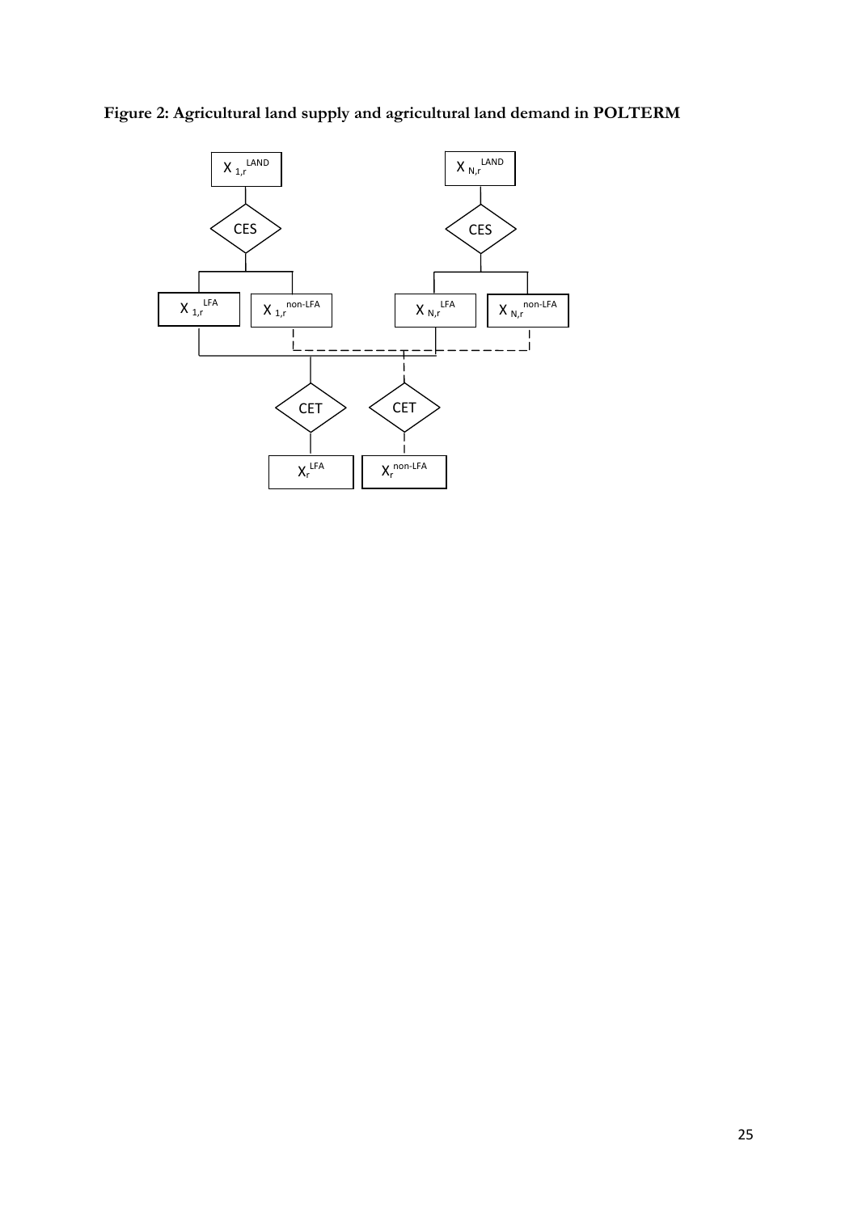**Figure 2: Agricultural land supply and agricultural land demand in POLTERM**

$X_{1,r}^{LAND}$

$X_{N,r}^{LAND}$

CES

CES

$X_{1,r}^{LFA}$

$X_{1,r}^{non\text{-}LFA}$

$X_{N,r}^{LFA}$

$X_{N,r}^{non\text{-}LFA}$

CET

CET

$X_{r}^{LFA}$

$X_{r}^{non\text{-}LFA}$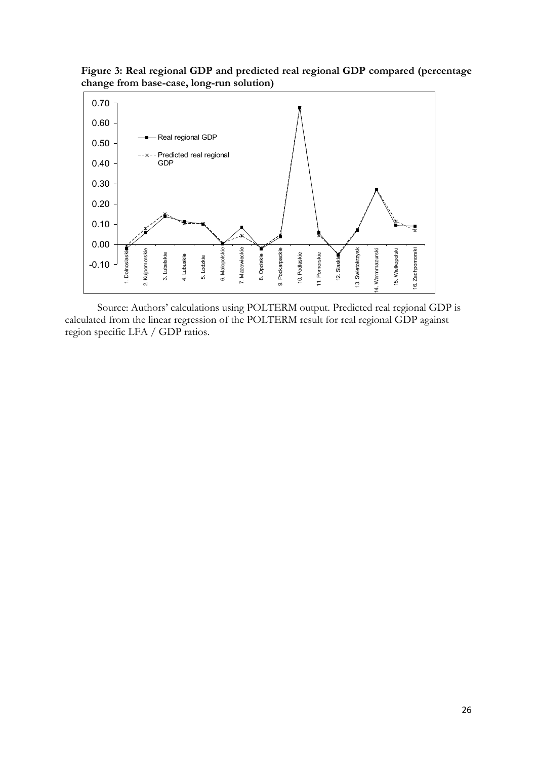**Figure 3: Real regional GDP and predicted real regional GDP compared (percentage change from base-case, long-run solution)**

0.70
0.60
0.50
0.40
0.30
0.20
0.10
0.00
-0.10

Real regional GDP
Predicted real regional GDP

1. Dolnoslaskie
2. Kujpomorskie
3. Lubelskie
4. Lubuskie
5. Lodzkie
6. Malopolskie
7. Mazowieckie
8. Opolskie
9. Podkarpackie
10. Podlaskie
11. Pomorskie
12. Slaskie
13. Swietokrzysk
14. Warmmazurski
15. Wielkopolski
16. Zachpomorski

Source: Authors' calculations using POLTERM output. Predicted real regional GDP is calculated from the linear regression of the POLTERM result for real regional GDP against region specific LFA / GDP ratios.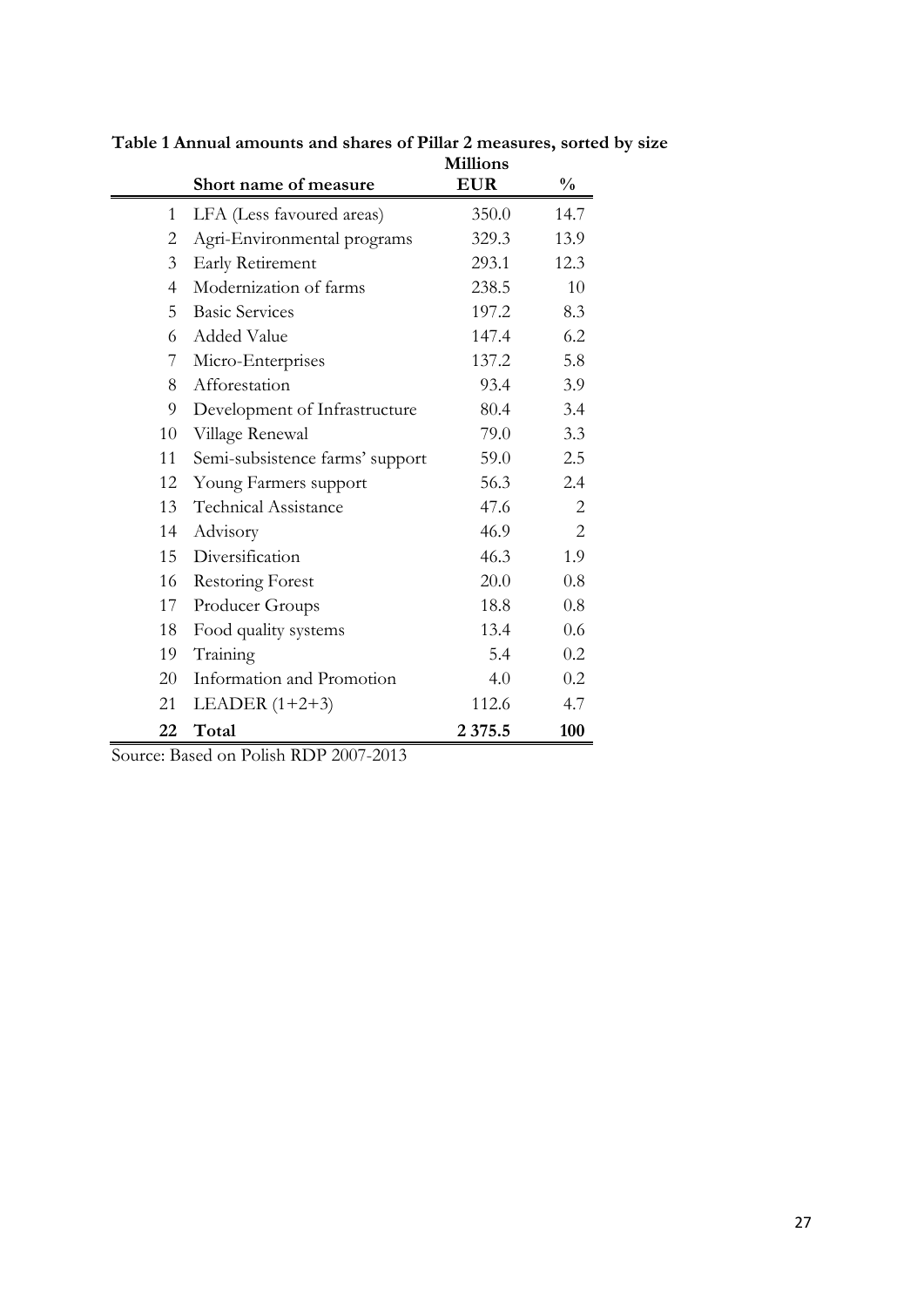**Table 1 Annual amounts and shares of Pillar 2 measures, sorted by size**

| | Short name of measure | Millions EUR | % |
|---|---|---|---|
| 1 | LFA (Less favoured areas) | 350.0 | 14.7 |
| 2 | Agri-Environmental programs | 329.3 | 13.9 |
| 3 | Early Retirement | 293.1 | 12.3 |
| 4 | Modernization of farms | 238.5 | 10 |
| 5 | Basic Services | 197.2 | 8.3 |
| 6 | Added Value | 147.4 | 6.2 |
| 7 | Micro-Enterprises | 137.2 | 5.8 |
| 8 | Afforestation | 93.4 | 3.9 |
| 9 | Development of Infrastructure | 80.4 | 3.4 |
| 10 | Village Renewal | 79.0 | 3.3 |
| 11 | Semi-subsistence farms' support | 59.0 | 2.5 |
| 12 | Young Farmers support | 56.3 | 2.4 |
| 13 | Technical Assistance | 47.6 | 2 |
| 14 | Advisory | 46.9 | 2 |
| 15 | Diversification | 46.3 | 1.9 |
| 16 | Restoring Forest | 20.0 | 0.8 |
| 17 | Producer Groups | 18.8 | 0.8 |
| 18 | Food quality systems | 13.4 | 0.6 |
| 19 | Training | 5.4 | 0.2 |
| 20 | Information and Promotion | 4.0 | 0.2 |
| 21 | LEADER (1+2+3) | 112.6 | 4.7 |
| **22** | **Total** | **2 375.5** | **100** |

Source: Based on Polish RDP 2007-2013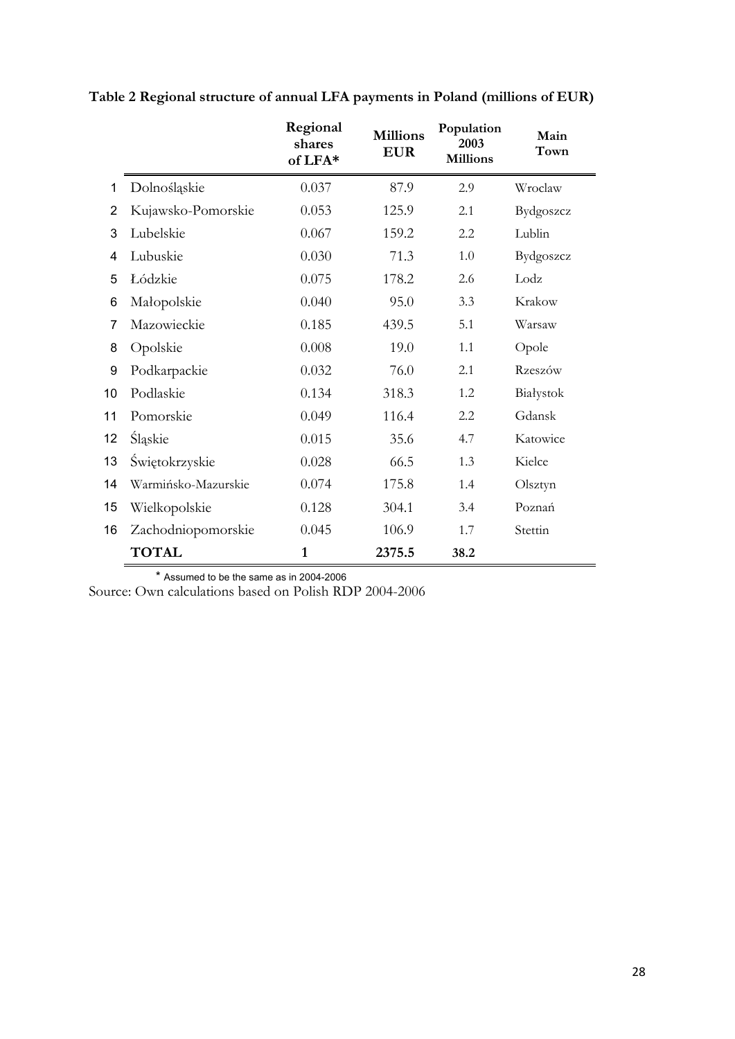**Table 2 Regional structure of annual LFA payments in Poland (millions of EUR)**

| | | Regional shares of LFA* | Millions EUR | Population 2003 Millions | Main Town |
|---|---|---|---|---|---|
| 1 | Dolnośląskie | 0.037 | 87.9 | 2.9 | Wroclaw |
| 2 | Kujawsko-Pomorskie | 0.053 | 125.9 | 2.1 | Bydgoszcz |
| 3 | Lubelskie | 0.067 | 159.2 | 2.2 | Lublin |
| 4 | Lubuskie | 0.030 | 71.3 | 1.0 | Bydgoszcz |
| 5 | Łódzkie | 0.075 | 178.2 | 2.6 | Lodz |
| 6 | Małopolskie | 0.040 | 95.0 | 3.3 | Krakow |
| 7 | Mazowieckie | 0.185 | 439.5 | 5.1 | Warsaw |
| 8 | Opolskie | 0.008 | 19.0 | 1.1 | Opole |
| 9 | Podkarpackie | 0.032 | 76.0 | 2.1 | Rzeszów |
| 10 | Podlaskie | 0.134 | 318.3 | 1.2 | Białystok |
| 11 | Pomorskie | 0.049 | 116.4 | 2.2 | Gdansk |
| 12 | Śląskie | 0.015 | 35.6 | 4.7 | Katowice |
| 13 | Świętokrzyskie | 0.028 | 66.5 | 1.3 | Kielce |
| 14 | Warmińsko-Mazurskie | 0.074 | 175.8 | 1.4 | Olsztyn |
| 15 | Wielkopolskie | 0.128 | 304.1 | 3.4 | Poznań |
| 16 | Zachodniopomorskie | 0.045 | 106.9 | 1.7 | Stettin |
| | **TOTAL** | **1** | **2375.5** | **38.2** | |

* Assumed to be the same as in 2004-2006

Source: Own calculations based on Polish RDP 2004-2006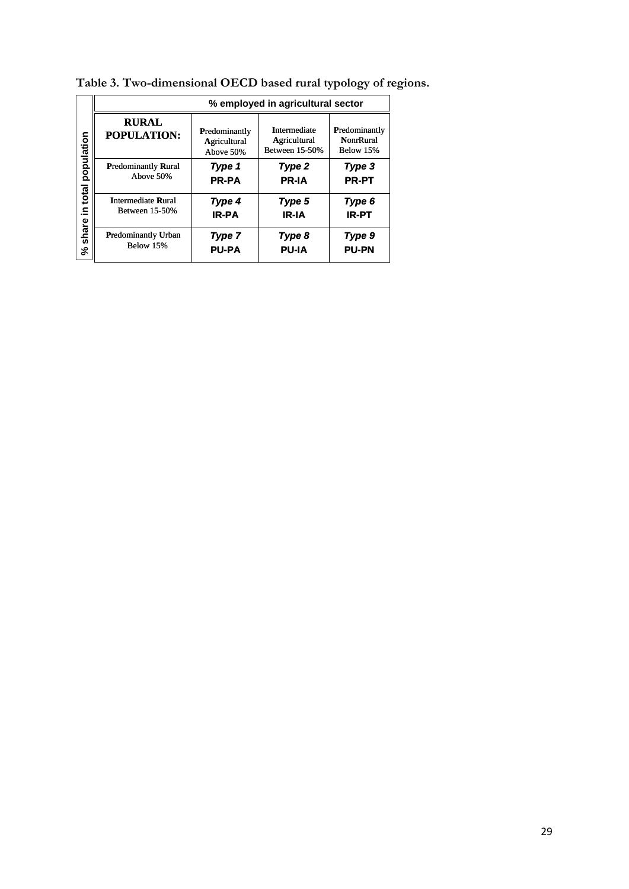**Table 3. Two-dimensional OECD based rural typology of regions.**

| % share in total population | % employed in agricultural sector | | |
|---|---|---|---|
| **RURAL POPULATION:** | **P**redominantly **A**gricultural Above 50% | **I**ntermediate **A**gricultural Between 15-50% | **P**redominantly **N**onrRural Below 15% |
| **P**redominantly **R**ural Above 50% | ***Type 1*** **PR-PA** | ***Type 2*** **PR-IA** | ***Type 3*** **PR-PT** |
| **I**ntermediate **R**ural Between 15-50% | ***Type 4*** **IR-PA** | ***Type 5*** **IR-IA** | ***Type 6*** **IR-PT** |
| **P**redominantly **U**rban Below 15% | ***Type 7*** **PU-PA** | ***Type 8*** **PU-IA** | ***Type 9*** **PU-PN** |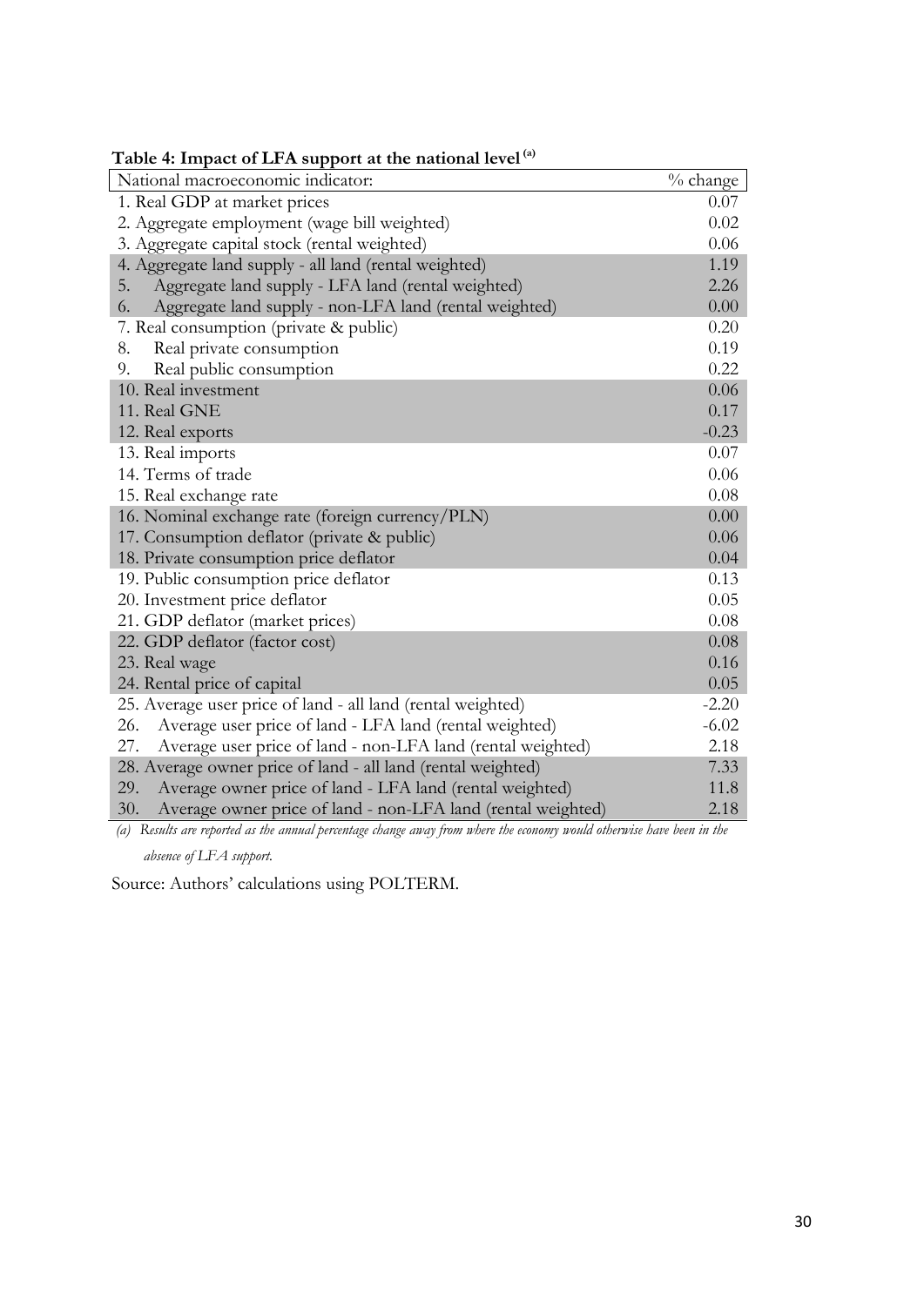**Table 4: Impact of LFA support at the national level [(a)]**

| National macroeconomic indicator: | % change |
|---|---|
| 1. Real GDP at market prices | 0.07 |
| 2. Aggregate employment (wage bill weighted) | 0.02 |
| 3. Aggregate capital stock (rental weighted) | 0.06 |
| 4. Aggregate land supply - all land (rental weighted) | 1.19 |
| 5. Aggregate land supply - LFA land (rental weighted) | 2.26 |
| 6. Aggregate land supply - non-LFA land (rental weighted) | 0.00 |
| 7. Real consumption (private & public) | 0.20 |
| 8. Real private consumption | 0.19 |
| 9. Real public consumption | 0.22 |
| 10. Real investment | 0.06 |
| 11. Real GNE | 0.17 |
| 12. Real exports | -0.23 |
| 13. Real imports | 0.07 |
| 14. Terms of trade | 0.06 |
| 15. Real exchange rate | 0.08 |
| 16. Nominal exchange rate (foreign currency/PLN) | 0.00 |
| 17. Consumption deflator (private & public) | 0.06 |
| 18. Private consumption price deflator | 0.04 |
| 19. Public consumption price deflator | 0.13 |
| 20. Investment price deflator | 0.05 |
| 21. GDP deflator (market prices) | 0.08 |
| 22. GDP deflator (factor cost) | 0.08 |
| 23. Real wage | 0.16 |
| 24. Rental price of capital | 0.05 |
| 25. Average user price of land - all land (rental weighted) | -2.20 |
| 26. Average user price of land - LFA land (rental weighted) | -6.02 |
| 27. Average user price of land - non-LFA land (rental weighted) | 2.18 |
| 28. Average owner price of land - all land (rental weighted) | 7.33 |
| 29. Average owner price of land - LFA land (rental weighted) | 11.8 |
| 30. Average owner price of land - non-LFA land (rental weighted) | 2.18 |

*(a) Results are reported as the annual percentage change away from where the economy would otherwise have been in the absence of LFA support.*

Source: Authors' calculations using POLTERM.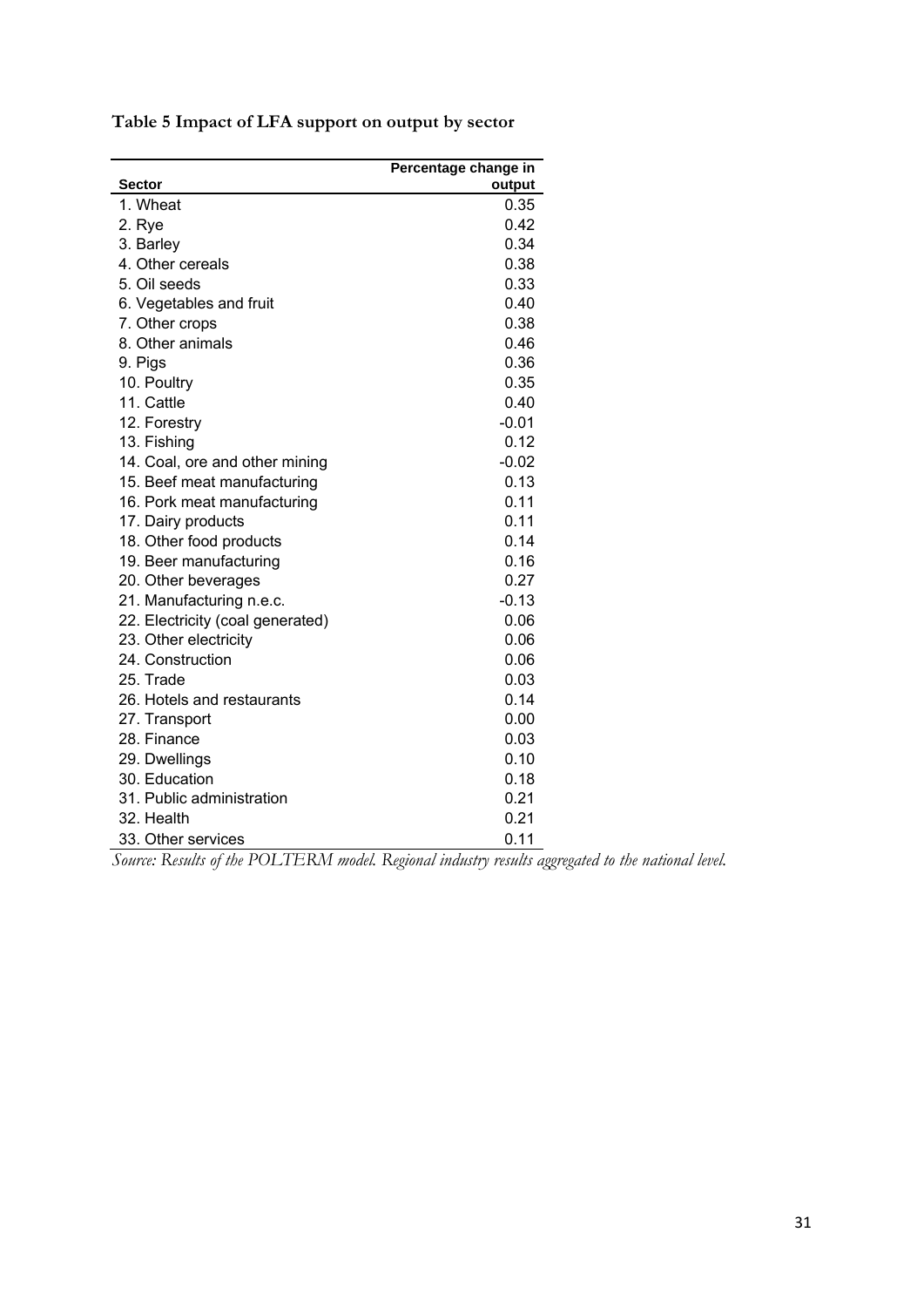**Table 5 Impact of LFA support on output by sector**

| Sector | Percentage change in output |
|---|---|
| 1. Wheat | 0.35 |
| 2. Rye | 0.42 |
| 3. Barley | 0.34 |
| 4. Other cereals | 0.38 |
| 5. Oil seeds | 0.33 |
| 6. Vegetables and fruit | 0.40 |
| 7. Other crops | 0.38 |
| 8. Other animals | 0.46 |
| 9. Pigs | 0.36 |
| 10. Poultry | 0.35 |
| 11. Cattle | 0.40 |
| 12. Forestry | -0.01 |
| 13. Fishing | 0.12 |
| 14. Coal, ore and other mining | -0.02 |
| 15. Beef meat manufacturing | 0.13 |
| 16. Pork meat manufacturing | 0.11 |
| 17. Dairy products | 0.11 |
| 18. Other food products | 0.14 |
| 19. Beer manufacturing | 0.16 |
| 20. Other beverages | 0.27 |
| 21. Manufacturing n.e.c. | -0.13 |
| 22. Electricity (coal generated) | 0.06 |
| 23. Other electricity | 0.06 |
| 24. Construction | 0.06 |
| 25. Trade | 0.03 |
| 26. Hotels and restaurants | 0.14 |
| 27. Transport | 0.00 |
| 28. Finance | 0.03 |
| 29. Dwellings | 0.10 |
| 30. Education | 0.18 |
| 31. Public administration | 0.21 |
| 32. Health | 0.21 |
| 33. Other services | 0.11 |

*Source: Results of the POLTERM model. Regional industry results aggregated to the national level.*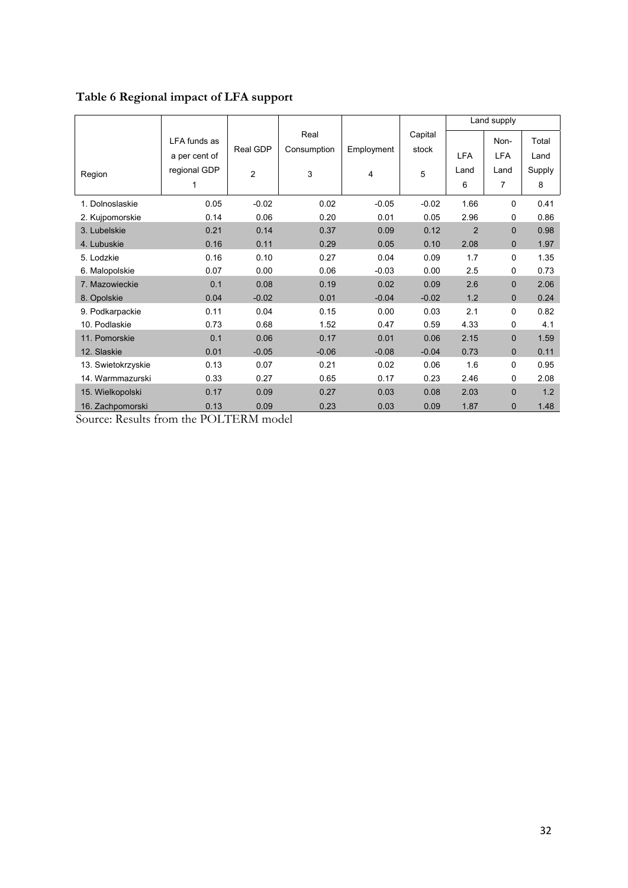**Table 6 Regional impact of LFA support**

| Region | LFA funds as a per cent of regional GDP 1 | Real GDP 2 | Real Consumption 3 | Employment 4 | Capital stock 5 | Land supply LFA Land 6 | Non-LFA Land 7 | Total Land Supply 8 |
|---|---|---|---|---|---|---|---|---|
| 1. Dolnoslaskie | 0.05 | -0.02 | 0.02 | -0.05 | -0.02 | 1.66 | 0 | 0.41 |
| 2. Kujpomorskie | 0.14 | 0.06 | 0.20 | 0.01 | 0.05 | 2.96 | 0 | 0.86 |
| 3. Lubelskie | 0.21 | 0.14 | 0.37 | 0.09 | 0.12 | 2 | 0 | 0.98 |
| 4. Lubuskie | 0.16 | 0.11 | 0.29 | 0.05 | 0.10 | 2.08 | 0 | 1.97 |
| 5. Lodzkie | 0.16 | 0.10 | 0.27 | 0.04 | 0.09 | 1.7 | 0 | 1.35 |
| 6. Malopolskie | 0.07 | 0.00 | 0.06 | -0.03 | 0.00 | 2.5 | 0 | 0.73 |
| 7. Mazowieckie | 0.1 | 0.08 | 0.19 | 0.02 | 0.09 | 2.6 | 0 | 2.06 |
| 8. Opolskie | 0.04 | -0.02 | 0.01 | -0.04 | -0.02 | 1.2 | 0 | 0.24 |
| 9. Podkarpackie | 0.11 | 0.04 | 0.15 | 0.00 | 0.03 | 2.1 | 0 | 0.82 |
| 10. Podlaskie | 0.73 | 0.68 | 1.52 | 0.47 | 0.59 | 4.33 | 0 | 4.1 |
| 11. Pomorskie | 0.1 | 0.06 | 0.17 | 0.01 | 0.06 | 2.15 | 0 | 1.59 |
| 12. Slaskie | 0.01 | -0.05 | -0.06 | -0.08 | -0.04 | 0.73 | 0 | 0.11 |
| 13. Swietokrzyskie | 0.13 | 0.07 | 0.21 | 0.02 | 0.06 | 1.6 | 0 | 0.95 |
| 14. Warmmazurski | 0.33 | 0.27 | 0.65 | 0.17 | 0.23 | 2.46 | 0 | 2.08 |
| 15. Wielkopolski | 0.17 | 0.09 | 0.27 | 0.03 | 0.08 | 2.03 | 0 | 1.2 |
| 16. Zachpomorski | 0.13 | 0.09 | 0.23 | 0.03 | 0.09 | 1.87 | 0 | 1.48 |

Source: Results from the POLTERM model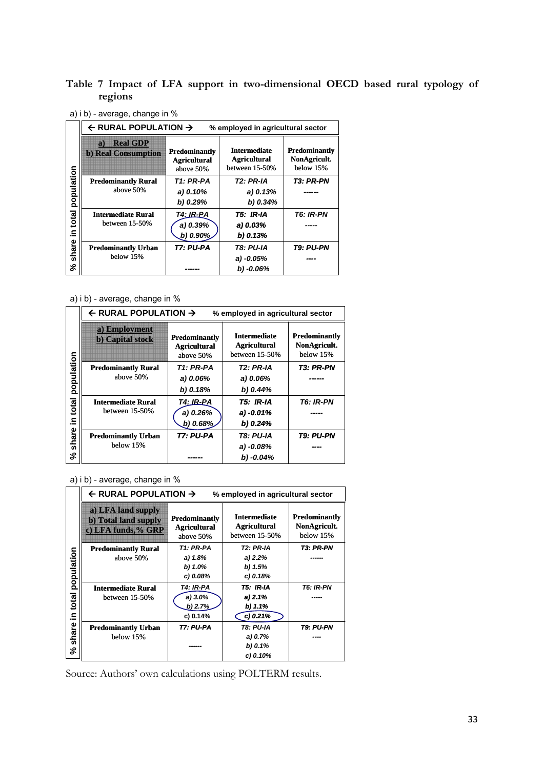**Table 7 Impact of LFA support in two-dimensional OECD based rural typology of regions**

a) i b) - average, change in %

| % share in total population | ← RURAL POPULATION → % employed in agricultural sector | | |
|---|---|---|---|
| **a) Real GDP**<br>**b) Real Consumption** | **Predominantly Agricultural** above 50% | **Intermediate Agricultural** between 15-50% | **Predominantly NonAgricult.** below 15% |
| **Predominantly Rural** above 50% | *T1: PR-PA*<br>*a) 0.10%*<br>*b) 0.29%* | *T2: PR-IA*<br>*a) 0.13%*<br>*b) 0.34%* | *T3: PR-PN*<br>------ |
| **Intermediate Rural** between 15-50% | *T4: IR-PA*<br>*a) 0.39%*<br>*b) 0.90%* | *T5: IR-IA*<br>*a) 0.03%*<br>*b) 0.13%* | *T6: IR-PN*<br>----- |
| **Predominantly Urban** below 15% | *T7: PU-PA*<br>------ | *T8: PU-IA*<br>*a) -0.05%*<br>*b) -0.06%* | *T9: PU-PN*<br>---- |

a) i b) - average, change in %

| % share in total population | ← RURAL POPULATION → % employed in agricultural sector | | |
|---|---|---|---|
| **a) Employment**<br>**b) Capital stock** | **Predominantly Agricultural** above 50% | **Intermediate Agricultural** between 15-50% | **Predominantly NonAgricult.** below 15% |
| **Predominantly Rural** above 50% | *T1: PR-PA*<br>*a) 0.06%*<br>*b) 0.18%* | *T2: PR-IA*<br>*a) 0.06%*<br>*b) 0.44%* | *T3: PR-PN*<br>------ |
| **Intermediate Rural** between 15-50% | *T4: IR-PA*<br>*a) 0.26%*<br>*b) 0.68%* | *T5: IR-IA*<br>*a) -0.01%*<br>*b) 0.24%* | *T6: IR-PN*<br>----- |
| **Predominantly Urban** below 15% | *T7: PU-PA*<br>------ | *T8: PU-IA*<br>*a) -0.08%*<br>*b) -0.04%* | *T9: PU-PN*<br>---- |

a) i b) - average, change in %

| % share in total population | ← RURAL POPULATION → % employed in agricultural sector | | |
|---|---|---|---|
| **a) LFA land supply**<br>**b) Total land supply**<br>**c) LFA funds,% GRP** | **Predominantly Agricultural** above 50% | **Intermediate Agricultural** between 15-50% | **Predominantly NonAgricult.** below 15% |
| **Predominantly Rural** above 50% | *T1: PR-PA*<br>*a) 1.8%*<br>*b) 1.0%*<br>*c) 0.08%* | *T2: PR-IA*<br>*a) 2.2%*<br>*b) 1.5%*<br>*c) 0.18%* | *T3: PR-PN*<br>------ |
| **Intermediate Rural** between 15-50% | *T4: IR-PA*<br>*a) 3.0%*<br>*b) 2.7%*<br>c) 0.14% | *T5: IR-IA*<br>*a) 2.1%*<br>*b) 1.1%*<br>*c) 0.21%* | *T6: IR-PN*<br>----- |
| **Predominantly Urban** below 15% | *T7: PU-PA*<br>------ | *T8: PU-IA*<br>*a) 0.7%*<br>*b) 0.1%*<br>*c) 0.10%* | *T9: PU-PN*<br>---- |

Source: Authors' own calculations using POLTERM results.